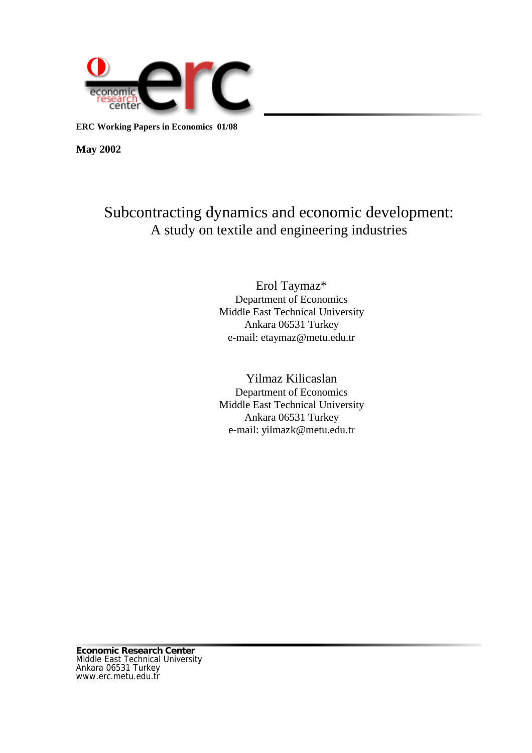**ERC Working Papers in Economics 01/08**

**May 2002**

# Subcontracting dynamics and economic development: A study on textile and engineering industries

Erol Taymaz*
Department of Economics
Middle East Technical University
Ankara 06531 Turkey
e-mail: etaymaz@metu.edu.tr

Yilmaz Kilicaslan
Department of Economics
Middle East Technical University
Ankara 06531 Turkey
e-mail: yilmazk@metu.edu.tr

**Economic Research Center**
Middle East Technical University
Ankara 06531 Turkey
www.erc.metu.edu.tr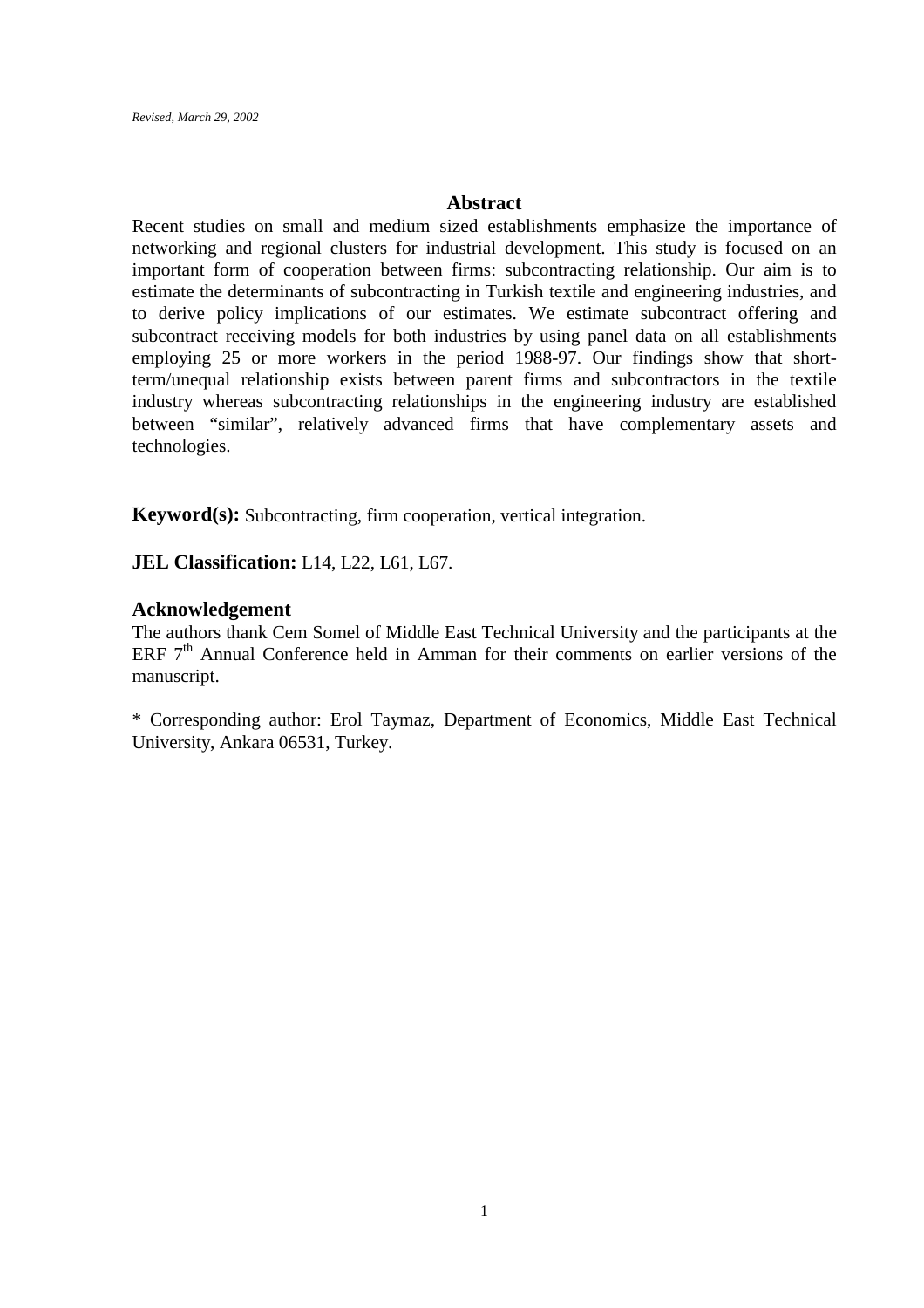*Revised, March 29, 2002*

## Abstract

Recent studies on small and medium sized establishments emphasize the importance of networking and regional clusters for industrial development. This study is focused on an important form of cooperation between firms: subcontracting relationship. Our aim is to estimate the determinants of subcontracting in Turkish textile and engineering industries, and to derive policy implications of our estimates. We estimate subcontract offering and subcontract receiving models for both industries by using panel data on all establishments employing 25 or more workers in the period 1988-97. Our findings show that short-term/unequal relationship exists between parent firms and subcontractors in the textile industry whereas subcontracting relationships in the engineering industry are established between "similar", relatively advanced firms that have complementary assets and technologies.

**Keyword(s):** Subcontracting, firm cooperation, vertical integration.

**JEL Classification:** L14, L22, L61, L67.

### Acknowledgement

The authors thank Cem Somel of Middle East Technical University and the participants at the ERF 7th Annual Conference held in Amman for their comments on earlier versions of the manuscript.

\* Corresponding author: Erol Taymaz, Department of Economics, Middle East Technical University, Ankara 06531, Turkey.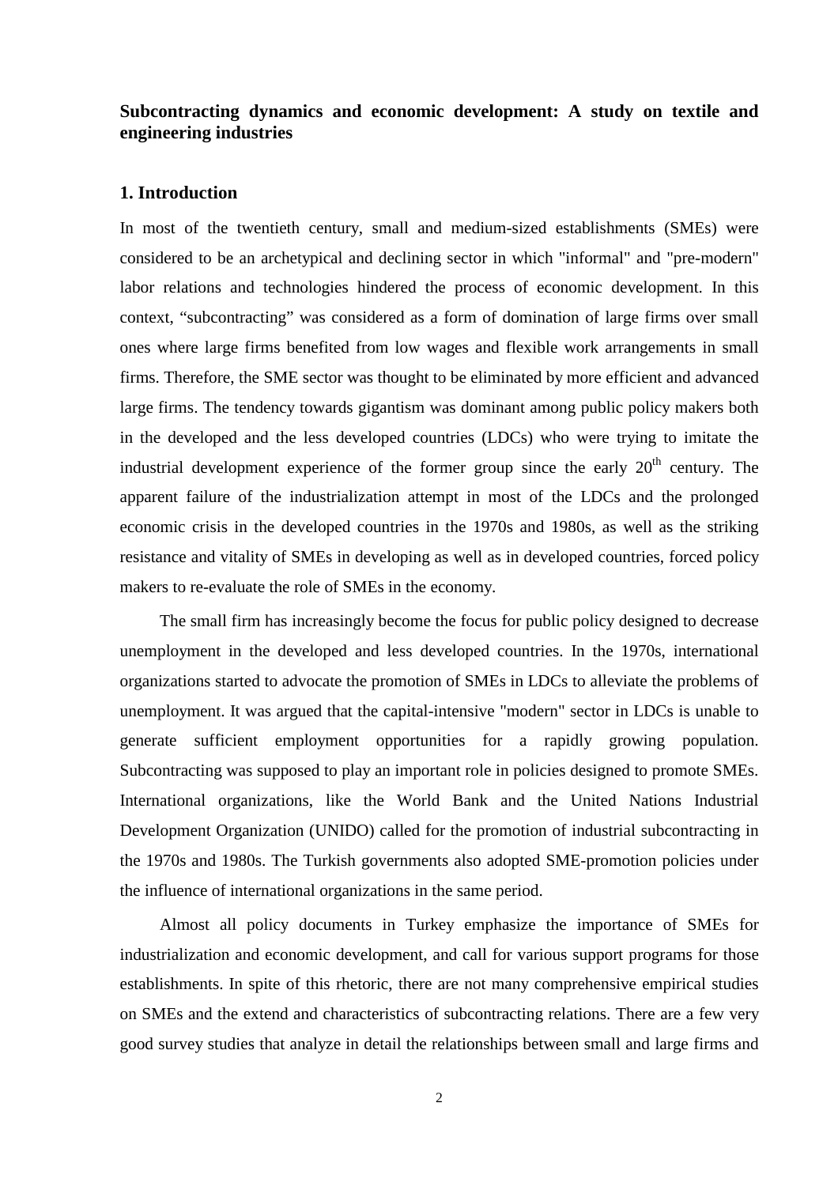**Subcontracting dynamics and economic development: A study on textile and engineering industries**

## 1. Introduction

In most of the twentieth century, small and medium-sized establishments (SMEs) were considered to be an archetypical and declining sector in which "informal" and "pre-modern" labor relations and technologies hindered the process of economic development. In this context, "subcontracting" was considered as a form of domination of large firms over small ones where large firms benefited from low wages and flexible work arrangements in small firms. Therefore, the SME sector was thought to be eliminated by more efficient and advanced large firms. The tendency towards gigantism was dominant among public policy makers both in the developed and the less developed countries (LDCs) who were trying to imitate the industrial development experience of the former group since the early 20th century. The apparent failure of the industrialization attempt in most of the LDCs and the prolonged economic crisis in the developed countries in the 1970s and 1980s, as well as the striking resistance and vitality of SMEs in developing as well as in developed countries, forced policy makers to re-evaluate the role of SMEs in the economy.

The small firm has increasingly become the focus for public policy designed to decrease unemployment in the developed and less developed countries. In the 1970s, international organizations started to advocate the promotion of SMEs in LDCs to alleviate the problems of unemployment. It was argued that the capital-intensive "modern" sector in LDCs is unable to generate sufficient employment opportunities for a rapidly growing population. Subcontracting was supposed to play an important role in policies designed to promote SMEs. International organizations, like the World Bank and the United Nations Industrial Development Organization (UNIDO) called for the promotion of industrial subcontracting in the 1970s and 1980s. The Turkish governments also adopted SME-promotion policies under the influence of international organizations in the same period.

Almost all policy documents in Turkey emphasize the importance of SMEs for industrialization and economic development, and call for various support programs for those establishments. In spite of this rhetoric, there are not many comprehensive empirical studies on SMEs and the extend and characteristics of subcontracting relations. There are a few very good survey studies that analyze in detail the relationships between small and large firms and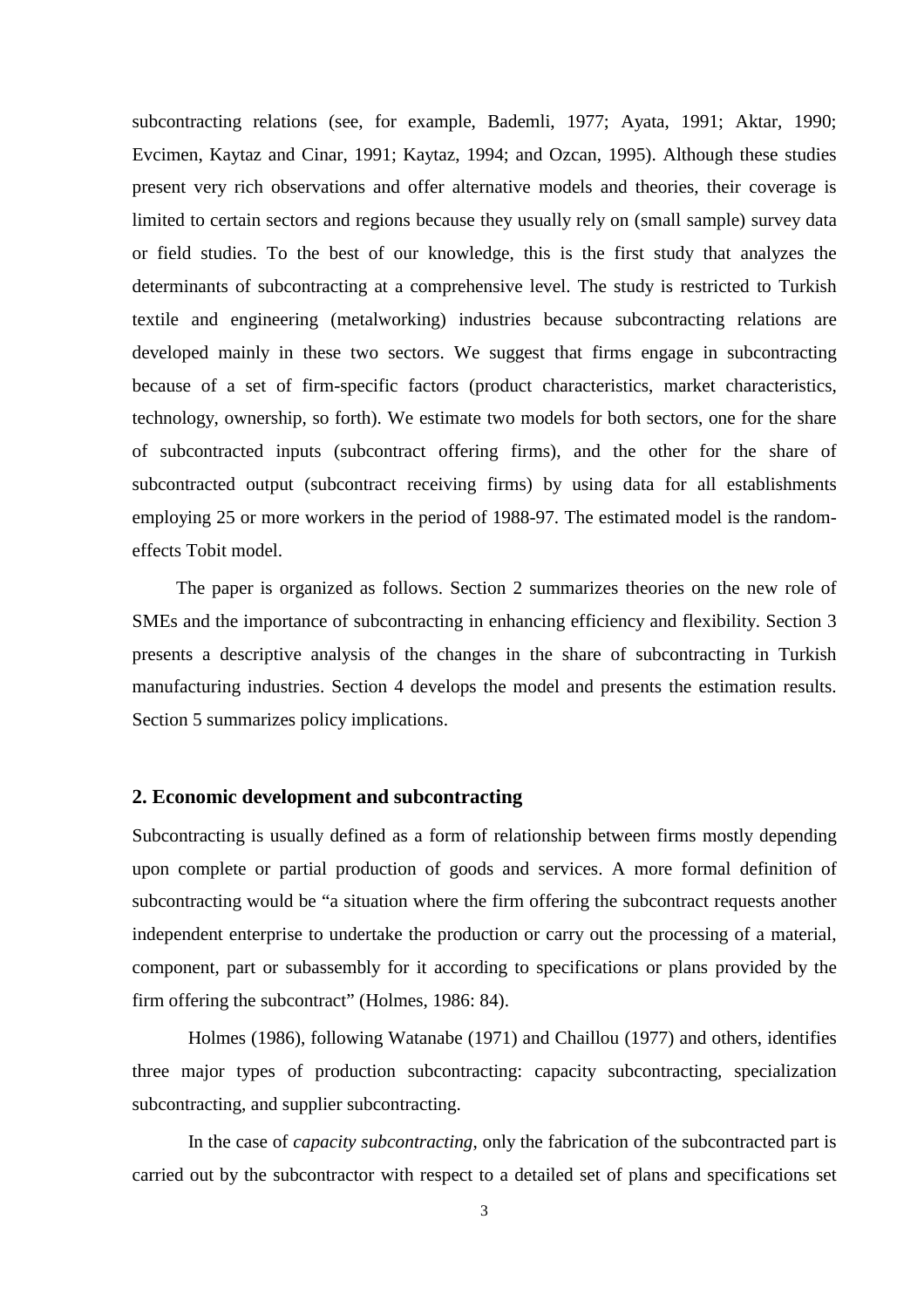subcontracting relations (see, for example, Bademli, 1977; Ayata, 1991; Aktar, 1990; Evcimen, Kaytaz and Cinar, 1991; Kaytaz, 1994; and Ozcan, 1995). Although these studies present very rich observations and offer alternative models and theories, their coverage is limited to certain sectors and regions because they usually rely on (small sample) survey data or field studies. To the best of our knowledge, this is the first study that analyzes the determinants of subcontracting at a comprehensive level. The study is restricted to Turkish textile and engineering (metalworking) industries because subcontracting relations are developed mainly in these two sectors. We suggest that firms engage in subcontracting because of a set of firm-specific factors (product characteristics, market characteristics, technology, ownership, so forth). We estimate two models for both sectors, one for the share of subcontracted inputs (subcontract offering firms), and the other for the share of subcontracted output (subcontract receiving firms) by using data for all establishments employing 25 or more workers in the period of 1988-97. The estimated model is the random-effects Tobit model.

The paper is organized as follows. Section 2 summarizes theories on the new role of SMEs and the importance of subcontracting in enhancing efficiency and flexibility. Section 3 presents a descriptive analysis of the changes in the share of subcontracting in Turkish manufacturing industries. Section 4 develops the model and presents the estimation results. Section 5 summarizes policy implications.

## 2. Economic development and subcontracting

Subcontracting is usually defined as a form of relationship between firms mostly depending upon complete or partial production of goods and services. A more formal definition of subcontracting would be "a situation where the firm offering the subcontract requests another independent enterprise to undertake the production or carry out the processing of a material, component, part or subassembly for it according to specifications or plans provided by the firm offering the subcontract" (Holmes, 1986: 84).

Holmes (1986), following Watanabe (1971) and Chaillou (1977) and others, identifies three major types of production subcontracting: capacity subcontracting, specialization subcontracting, and supplier subcontracting.

In the case of *capacity subcontracting*, only the fabrication of the subcontracted part is carried out by the subcontractor with respect to a detailed set of plans and specifications set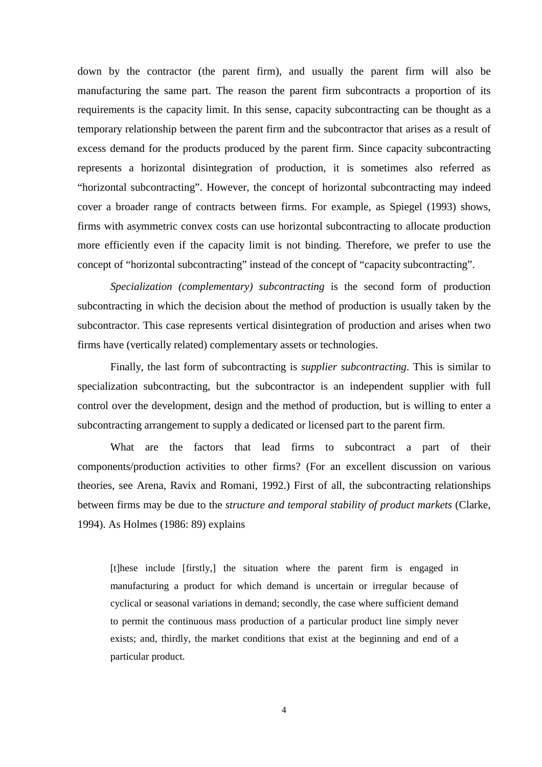down by the contractor (the parent firm), and usually the parent firm will also be manufacturing the same part. The reason the parent firm subcontracts a proportion of its requirements is the capacity limit. In this sense, capacity subcontracting can be thought as a temporary relationship between the parent firm and the subcontractor that arises as a result of excess demand for the products produced by the parent firm. Since capacity subcontracting represents a horizontal disintegration of production, it is sometimes also referred as "horizontal subcontracting". However, the concept of horizontal subcontracting may indeed cover a broader range of contracts between firms. For example, as Spiegel (1993) shows, firms with asymmetric convex costs can use horizontal subcontracting to allocate production more efficiently even if the capacity limit is not binding. Therefore, we prefer to use the concept of "horizontal subcontracting" instead of the concept of "capacity subcontracting".

*Specialization (complementary) subcontracting* is the second form of production subcontracting in which the decision about the method of production is usually taken by the subcontractor. This case represents vertical disintegration of production and arises when two firms have (vertically related) complementary assets or technologies.

Finally, the last form of subcontracting is *supplier subcontracting*. This is similar to specialization subcontracting, but the subcontractor is an independent supplier with full control over the development, design and the method of production, but is willing to enter a subcontracting arrangement to supply a dedicated or licensed part to the parent firm.

What are the factors that lead firms to subcontract a part of their components/production activities to other firms? (For an excellent discussion on various theories, see Arena, Ravix and Romani, 1992.) First of all, the subcontracting relationships between firms may be due to the *structure and temporal stability of product markets* (Clarke, 1994). As Holmes (1986: 89) explains

> [t]hese include [firstly,] the situation where the parent firm is engaged in manufacturing a product for which demand is uncertain or irregular because of cyclical or seasonal variations in demand; secondly, the case where sufficient demand to permit the continuous mass production of a particular product line simply never exists; and, thirdly, the market conditions that exist at the beginning and end of a particular product.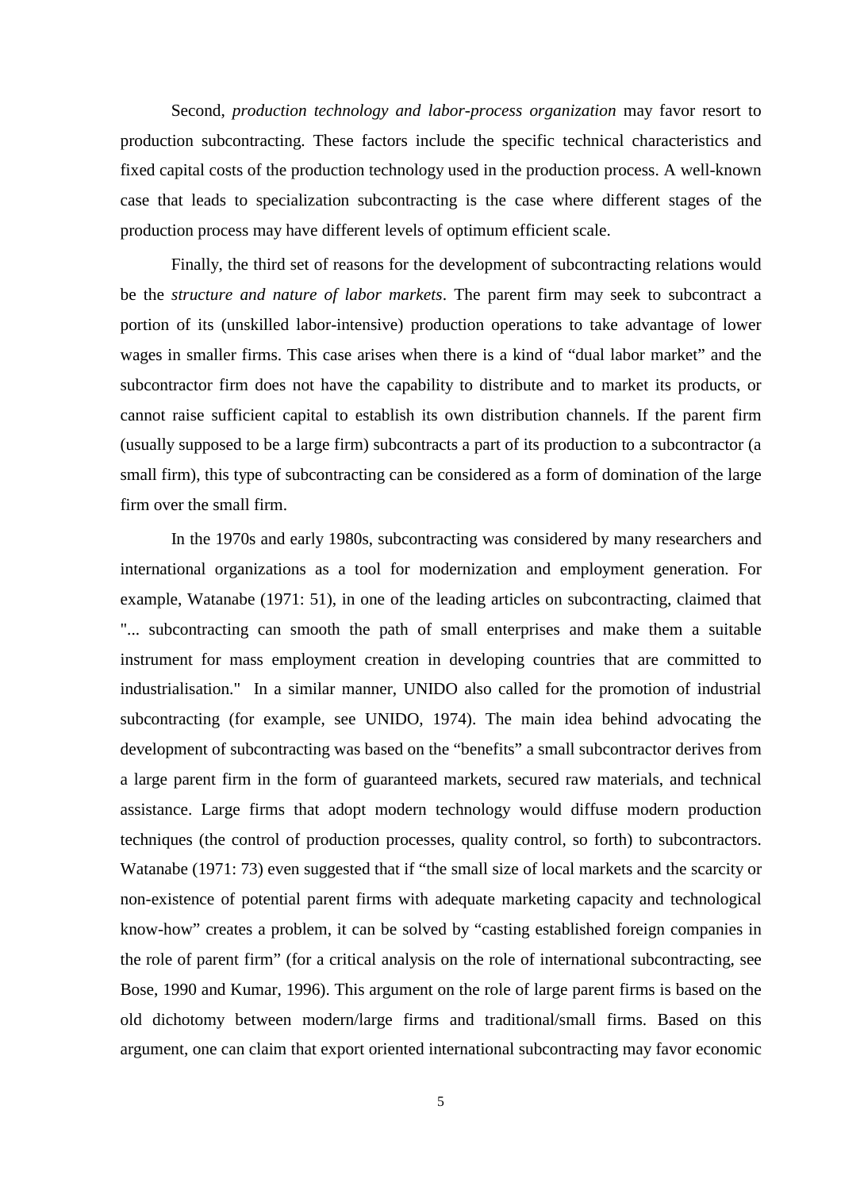Second, *production technology and labor-process organization* may favor resort to production subcontracting. These factors include the specific technical characteristics and fixed capital costs of the production technology used in the production process. A well-known case that leads to specialization subcontracting is the case where different stages of the production process may have different levels of optimum efficient scale.

Finally, the third set of reasons for the development of subcontracting relations would be the *structure and nature of labor markets*. The parent firm may seek to subcontract a portion of its (unskilled labor-intensive) production operations to take advantage of lower wages in smaller firms. This case arises when there is a kind of "dual labor market" and the subcontractor firm does not have the capability to distribute and to market its products, or cannot raise sufficient capital to establish its own distribution channels. If the parent firm (usually supposed to be a large firm) subcontracts a part of its production to a subcontractor (a small firm), this type of subcontracting can be considered as a form of domination of the large firm over the small firm.

In the 1970s and early 1980s, subcontracting was considered by many researchers and international organizations as a tool for modernization and employment generation. For example, Watanabe (1971: 51), in one of the leading articles on subcontracting, claimed that "... subcontracting can smooth the path of small enterprises and make them a suitable instrument for mass employment creation in developing countries that are committed to industrialisation." In a similar manner, UNIDO also called for the promotion of industrial subcontracting (for example, see UNIDO, 1974). The main idea behind advocating the development of subcontracting was based on the "benefits" a small subcontractor derives from a large parent firm in the form of guaranteed markets, secured raw materials, and technical assistance. Large firms that adopt modern technology would diffuse modern production techniques (the control of production processes, quality control, so forth) to subcontractors. Watanabe (1971: 73) even suggested that if "the small size of local markets and the scarcity or non-existence of potential parent firms with adequate marketing capacity and technological know-how" creates a problem, it can be solved by "casting established foreign companies in the role of parent firm" (for a critical analysis on the role of international subcontracting, see Bose, 1990 and Kumar, 1996). This argument on the role of large parent firms is based on the old dichotomy between modern/large firms and traditional/small firms. Based on this argument, one can claim that export oriented international subcontracting may favor economic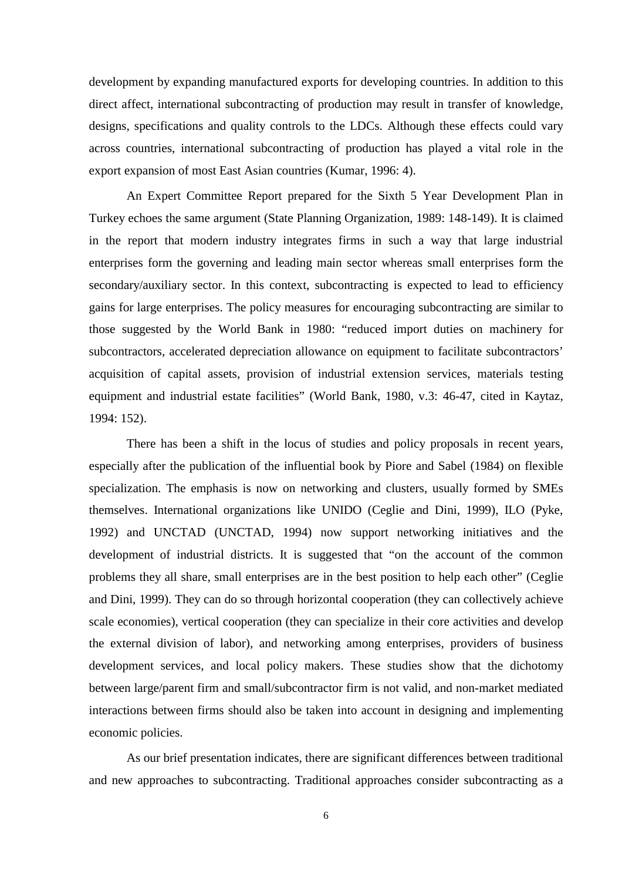development by expanding manufactured exports for developing countries. In addition to this direct affect, international subcontracting of production may result in transfer of knowledge, designs, specifications and quality controls to the LDCs. Although these effects could vary across countries, international subcontracting of production has played a vital role in the export expansion of most East Asian countries (Kumar, 1996: 4).

An Expert Committee Report prepared for the Sixth 5 Year Development Plan in Turkey echoes the same argument (State Planning Organization, 1989: 148-149). It is claimed in the report that modern industry integrates firms in such a way that large industrial enterprises form the governing and leading main sector whereas small enterprises form the secondary/auxiliary sector. In this context, subcontracting is expected to lead to efficiency gains for large enterprises. The policy measures for encouraging subcontracting are similar to those suggested by the World Bank in 1980: "reduced import duties on machinery for subcontractors, accelerated depreciation allowance on equipment to facilitate subcontractors' acquisition of capital assets, provision of industrial extension services, materials testing equipment and industrial estate facilities" (World Bank, 1980, v.3: 46-47, cited in Kaytaz, 1994: 152).

There has been a shift in the locus of studies and policy proposals in recent years, especially after the publication of the influential book by Piore and Sabel (1984) on flexible specialization. The emphasis is now on networking and clusters, usually formed by SMEs themselves. International organizations like UNIDO (Ceglie and Dini, 1999), ILO (Pyke, 1992) and UNCTAD (UNCTAD, 1994) now support networking initiatives and the development of industrial districts. It is suggested that "on the account of the common problems they all share, small enterprises are in the best position to help each other" (Ceglie and Dini, 1999). They can do so through horizontal cooperation (they can collectively achieve scale economies), vertical cooperation (they can specialize in their core activities and develop the external division of labor), and networking among enterprises, providers of business development services, and local policy makers. These studies show that the dichotomy between large/parent firm and small/subcontractor firm is not valid, and non-market mediated interactions between firms should also be taken into account in designing and implementing economic policies.

As our brief presentation indicates, there are significant differences between traditional and new approaches to subcontracting. Traditional approaches consider subcontracting as a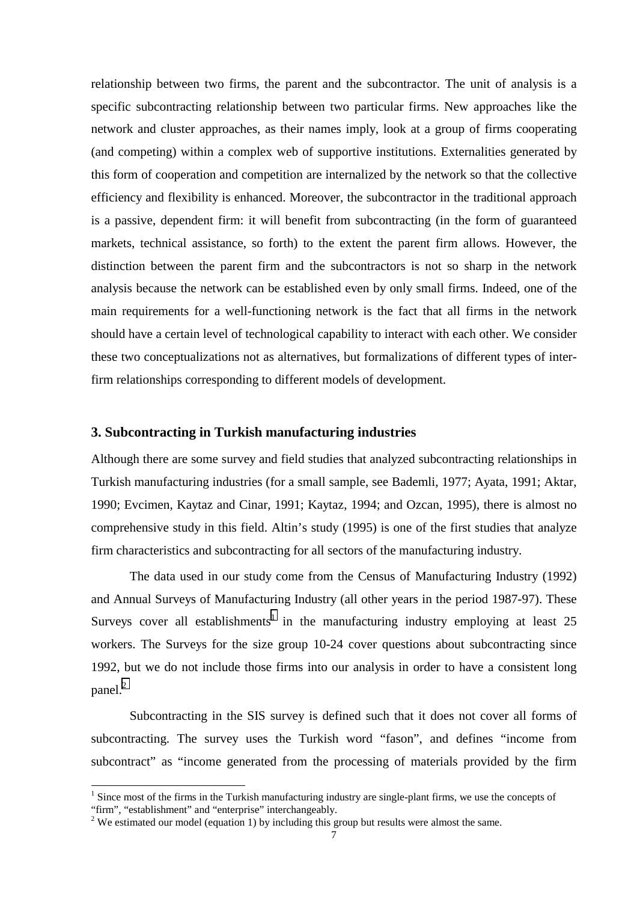relationship between two firms, the parent and the subcontractor. The unit of analysis is a specific subcontracting relationship between two particular firms. New approaches like the network and cluster approaches, as their names imply, look at a group of firms cooperating (and competing) within a complex web of supportive institutions. Externalities generated by this form of cooperation and competition are internalized by the network so that the collective efficiency and flexibility is enhanced. Moreover, the subcontractor in the traditional approach is a passive, dependent firm: it will benefit from subcontracting (in the form of guaranteed markets, technical assistance, so forth) to the extent the parent firm allows. However, the distinction between the parent firm and the subcontractors is not so sharp in the network analysis because the network can be established even by only small firms. Indeed, one of the main requirements for a well-functioning network is the fact that all firms in the network should have a certain level of technological capability to interact with each other. We consider these two conceptualizations not as alternatives, but formalizations of different types of inter-firm relationships corresponding to different models of development.

## 3. Subcontracting in Turkish manufacturing industries

Although there are some survey and field studies that analyzed subcontracting relationships in Turkish manufacturing industries (for a small sample, see Bademli, 1977; Ayata, 1991; Aktar, 1990; Evcimen, Kaytaz and Cinar, 1991; Kaytaz, 1994; and Ozcan, 1995), there is almost no comprehensive study in this field. Altin's study (1995) is one of the first studies that analyze firm characteristics and subcontracting for all sectors of the manufacturing industry.

The data used in our study come from the Census of Manufacturing Industry (1992) and Annual Surveys of Manufacturing Industry (all other years in the period 1987-97). These Surveys cover all establishments[1] in the manufacturing industry employing at least 25 workers. The Surveys for the size group 10-24 cover questions about subcontracting since 1992, but we do not include those firms into our analysis in order to have a consistent long panel.[2]

Subcontracting in the SIS survey is defined such that it does not cover all forms of subcontracting. The survey uses the Turkish word "fason", and defines "income from subcontract" as "income generated from the processing of materials provided by the firm

---

[1] Since most of the firms in the Turkish manufacturing industry are single-plant firms, we use the concepts of "firm", "establishment" and "enterprise" interchangeably.

[2] We estimated our model (equation 1) by including this group but results were almost the same.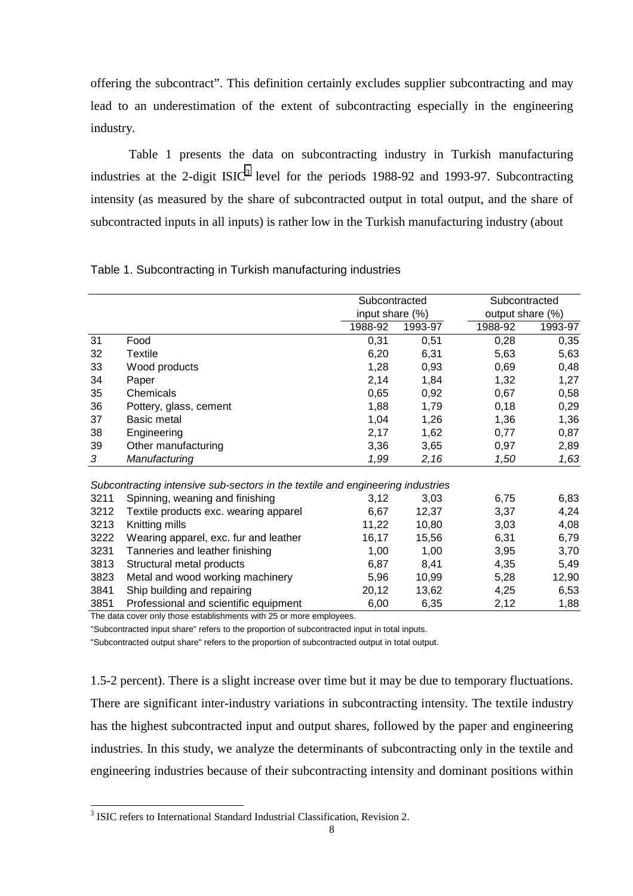offering the subcontract". This definition certainly excludes supplier subcontracting and may lead to an underestimation of the extent of subcontracting especially in the engineering industry.

Table 1 presents the data on subcontracting industry in Turkish manufacturing industries at the 2-digit ISIC[3] level for the periods 1988-92 and 1993-97. Subcontracting intensity (as measured by the share of subcontracted output in total output, and the share of subcontracted inputs in all inputs) is rather low in the Turkish manufacturing industry (about 1.5-2 percent). There is a slight increase over time but it may be due to temporary fluctuations. There are significant inter-industry variations in subcontracting intensity. The textile industry has the highest subcontracted input and output shares, followed by the paper and engineering industries. In this study, we analyze the determinants of subcontracting only in the textile and engineering industries because of their subcontracting intensity and dominant positions within

Table 1. Subcontracting in Turkish manufacturing industries

| | | Subcontracted input share (%) | | Subcontracted output share (%) | |
|---|---|---|---|---|---|
| | | 1988-92 | 1993-97 | 1988-92 | 1993-97 |
| 31 | Food | 0,31 | 0,51 | 0,28 | 0,35 |
| 32 | Textile | 6,20 | 6,31 | 5,63 | 5,63 |
| 33 | Wood products | 1,28 | 0,93 | 0,69 | 0,48 |
| 34 | Paper | 2,14 | 1,84 | 1,32 | 1,27 |
| 35 | Chemicals | 0,65 | 0,92 | 0,67 | 0,58 |
| 36 | Pottery, glass, cement | 1,88 | 1,79 | 0,18 | 0,29 |
| 37 | Basic metal | 1,04 | 1,26 | 1,36 | 1,36 |
| 38 | Engineering | 2,17 | 1,62 | 0,77 | 0,87 |
| 39 | Other manufacturing | 3,36 | 3,65 | 0,97 | 2,89 |
| *3* | *Manufacturing* | *1,99* | *2,16* | *1,50* | *1,63* |
| *Subcontracting intensive sub-sectors in the textile and engineering industries* | | | | | |
| 3211 | Spinning, weaning and finishing | 3,12 | 3,03 | 6,75 | 6,83 |
| 3212 | Textile products exc. wearing apparel | 6,67 | 12,37 | 3,37 | 4,24 |
| 3213 | Knitting mills | 11,22 | 10,80 | 3,03 | 4,08 |
| 3222 | Wearing apparel, exc. fur and leather | 16,17 | 15,56 | 6,31 | 6,79 |
| 3231 | Tanneries and leather finishing | 1,00 | 1,00 | 3,95 | 3,70 |
| 3813 | Structural metal products | 6,87 | 8,41 | 4,35 | 5,49 |
| 3823 | Metal and wood working machinery | 5,96 | 10,99 | 5,28 | 12,90 |
| 3841 | Ship building and repairing | 20,12 | 13,62 | 4,25 | 6,53 |
| 3851 | Professional and scientific equipment | 6,00 | 6,35 | 2,12 | 1,88 |

The data cover only those establishments with 25 or more employees.

"Subcontracted input share" refers to the proportion of subcontracted input in total inputs.

"Subcontracted output share" refers to the proportion of subcontracted output in total output.

[3] ISIC refers to International Standard Industrial Classification, Revision 2.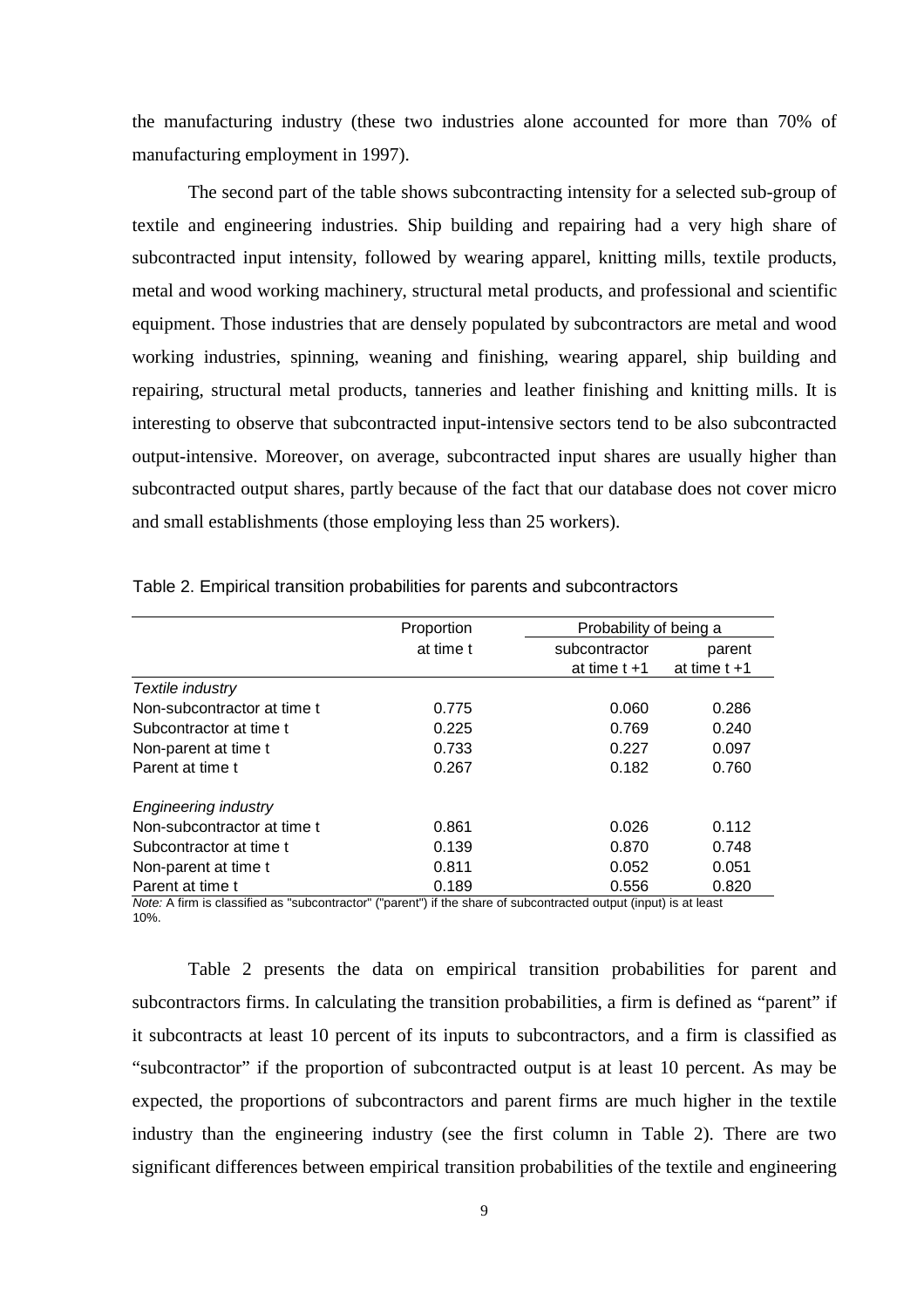the manufacturing industry (these two industries alone accounted for more than 70% of manufacturing employment in 1997).

The second part of the table shows subcontracting intensity for a selected sub-group of textile and engineering industries. Ship building and repairing had a very high share of subcontracted input intensity, followed by wearing apparel, knitting mills, textile products, metal and wood working machinery, structural metal products, and professional and scientific equipment. Those industries that are densely populated by subcontractors are metal and wood working industries, spinning, weaning and finishing, wearing apparel, ship building and repairing, structural metal products, tanneries and leather finishing and knitting mills. It is interesting to observe that subcontracted input-intensive sectors tend to be also subcontracted output-intensive. Moreover, on average, subcontracted input shares are usually higher than subcontracted output shares, partly because of the fact that our database does not cover micro and small establishments (those employing less than 25 workers).

Table 2. Empirical transition probabilities for parents and subcontractors

| | Proportion at time t | Probability of being a | |
|---|---|---|---|
| | | subcontractor at time t +1 | parent at time t +1 |
| *Textile industry* | | | |
| Non-subcontractor at time t | 0.775 | 0.060 | 0.286 |
| Subcontractor at time t | 0.225 | 0.769 | 0.240 |
| Non-parent at time t | 0.733 | 0.227 | 0.097 |
| Parent at time t | 0.267 | 0.182 | 0.760 |
| *Engineering industry* | | | |
| Non-subcontractor at time t | 0.861 | 0.026 | 0.112 |
| Subcontractor at time t | 0.139 | 0.870 | 0.748 |
| Non-parent at time t | 0.811 | 0.052 | 0.051 |
| Parent at time t | 0.189 | 0.556 | 0.820 |

*Note:* A firm is classified as "subcontractor" ("parent") if the share of subcontracted output (input) is at least 10%.

Table 2 presents the data on empirical transition probabilities for parent and subcontractors firms. In calculating the transition probabilities, a firm is defined as "parent" if it subcontracts at least 10 percent of its inputs to subcontractors, and a firm is classified as "subcontractor" if the proportion of subcontracted output is at least 10 percent. As may be expected, the proportions of subcontractors and parent firms are much higher in the textile industry than the engineering industry (see the first column in Table 2). There are two significant differences between empirical transition probabilities of the textile and engineering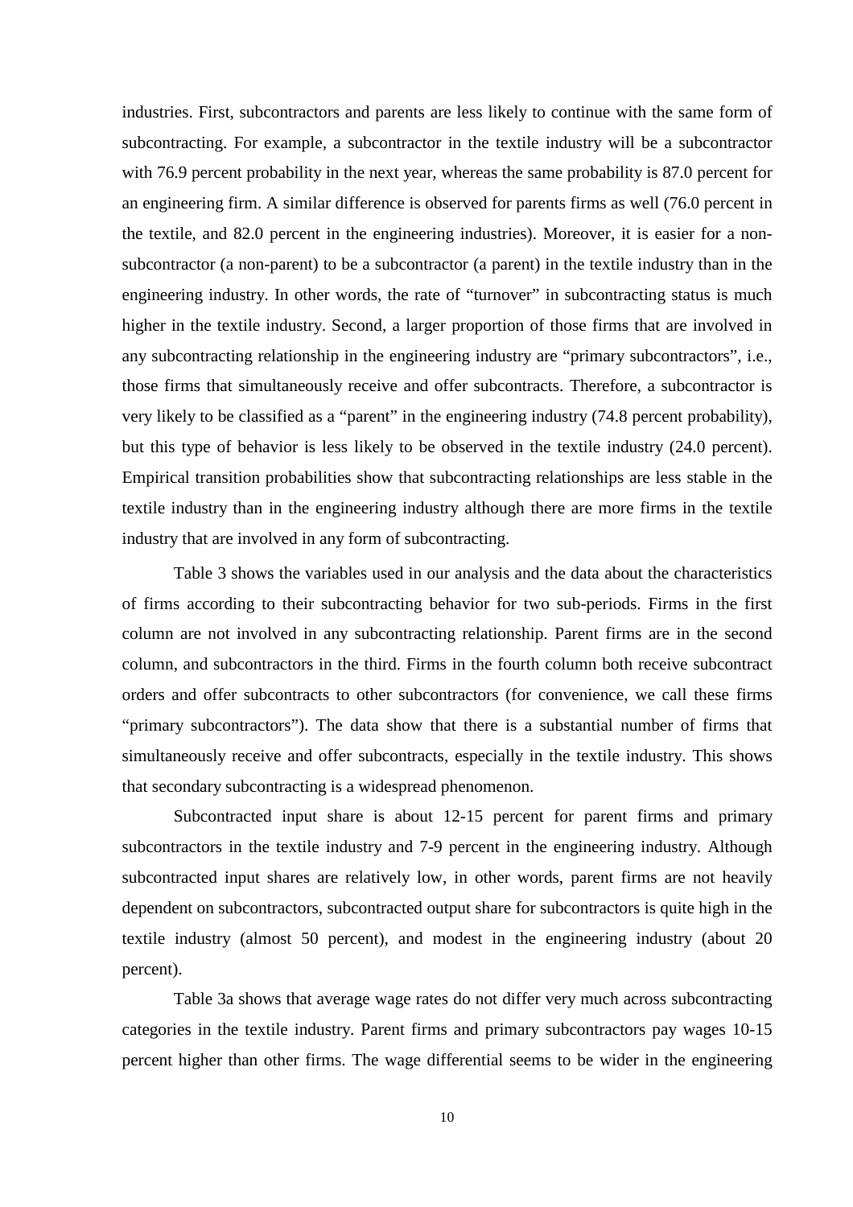industries. First, subcontractors and parents are less likely to continue with the same form of subcontracting. For example, a subcontractor in the textile industry will be a subcontractor with 76.9 percent probability in the next year, whereas the same probability is 87.0 percent for an engineering firm. A similar difference is observed for parents firms as well (76.0 percent in the textile, and 82.0 percent in the engineering industries). Moreover, it is easier for a non-subcontractor (a non-parent) to be a subcontractor (a parent) in the textile industry than in the engineering industry. In other words, the rate of "turnover" in subcontracting status is much higher in the textile industry. Second, a larger proportion of those firms that are involved in any subcontracting relationship in the engineering industry are "primary subcontractors", i.e., those firms that simultaneously receive and offer subcontracts. Therefore, a subcontractor is very likely to be classified as a "parent" in the engineering industry (74.8 percent probability), but this type of behavior is less likely to be observed in the textile industry (24.0 percent). Empirical transition probabilities show that subcontracting relationships are less stable in the textile industry than in the engineering industry although there are more firms in the textile industry that are involved in any form of subcontracting.

Table 3 shows the variables used in our analysis and the data about the characteristics of firms according to their subcontracting behavior for two sub-periods. Firms in the first column are not involved in any subcontracting relationship. Parent firms are in the second column, and subcontractors in the third. Firms in the fourth column both receive subcontract orders and offer subcontracts to other subcontractors (for convenience, we call these firms "primary subcontractors"). The data show that there is a substantial number of firms that simultaneously receive and offer subcontracts, especially in the textile industry. This shows that secondary subcontracting is a widespread phenomenon.

Subcontracted input share is about 12-15 percent for parent firms and primary subcontractors in the textile industry and 7-9 percent in the engineering industry. Although subcontracted input shares are relatively low, in other words, parent firms are not heavily dependent on subcontractors, subcontracted output share for subcontractors is quite high in the textile industry (almost 50 percent), and modest in the engineering industry (about 20 percent).

Table 3a shows that average wage rates do not differ very much across subcontracting categories in the textile industry. Parent firms and primary subcontractors pay wages 10-15 percent higher than other firms. The wage differential seems to be wider in the engineering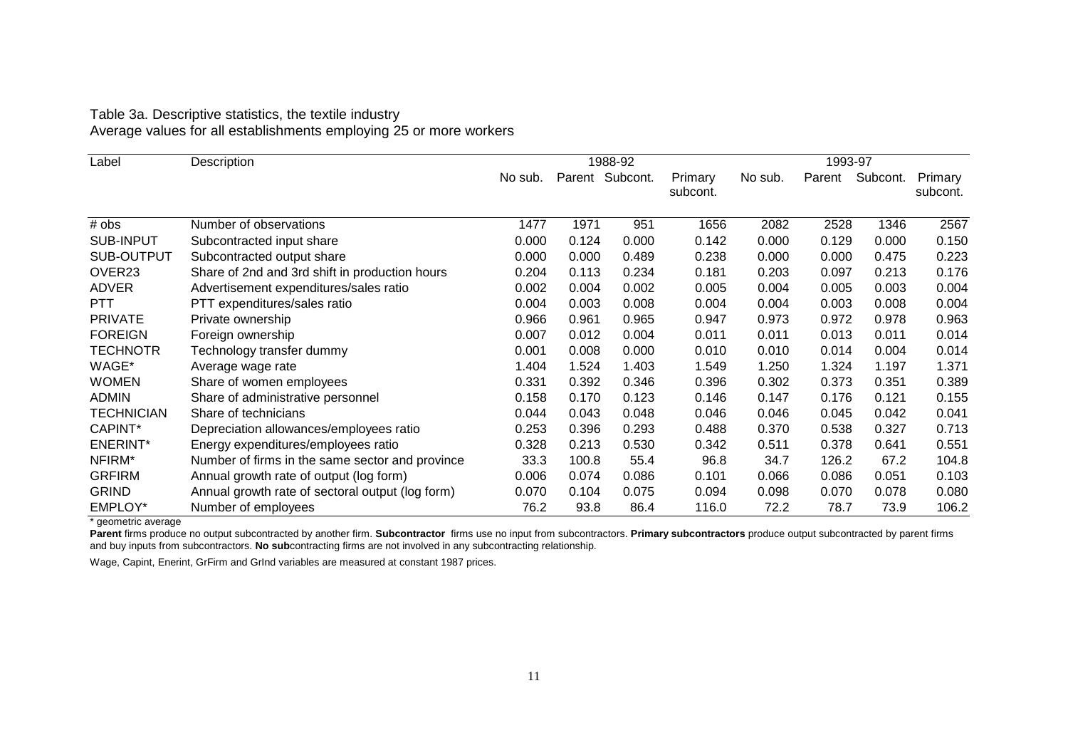Table 3a. Descriptive statistics, the textile industry
Average values for all establishments employing 25 or more workers

| Label | Description | 1988-92 | | | | 1993-97 | | | |
|---|---|---|---|---|---|---|---|---|---|
| | | No sub. | Parent | Subcont. | Primary subcont. | No sub. | Parent | Subcont. | Primary subcont. |
| # obs | Number of observations | 1477 | 1971 | 951 | 1656 | 2082 | 2528 | 1346 | 2567 |
| SUB-INPUT | Subcontracted input share | 0.000 | 0.124 | 0.000 | 0.142 | 0.000 | 0.129 | 0.000 | 0.150 |
| SUB-OUTPUT | Subcontracted output share | 0.000 | 0.000 | 0.489 | 0.238 | 0.000 | 0.000 | 0.475 | 0.223 |
| OVER23 | Share of 2nd and 3rd shift in production hours | 0.204 | 0.113 | 0.234 | 0.181 | 0.203 | 0.097 | 0.213 | 0.176 |
| ADVER | Advertisement expenditures/sales ratio | 0.002 | 0.004 | 0.002 | 0.005 | 0.004 | 0.005 | 0.003 | 0.004 |
| PTT | PTT expenditures/sales ratio | 0.004 | 0.003 | 0.008 | 0.004 | 0.004 | 0.003 | 0.008 | 0.004 |
| PRIVATE | Private ownership | 0.966 | 0.961 | 0.965 | 0.947 | 0.973 | 0.972 | 0.978 | 0.963 |
| FOREIGN | Foreign ownership | 0.007 | 0.012 | 0.004 | 0.011 | 0.011 | 0.013 | 0.011 | 0.014 |
| TECHNOTR | Technology transfer dummy | 0.001 | 0.008 | 0.000 | 0.010 | 0.010 | 0.014 | 0.004 | 0.014 |
| WAGE* | Average wage rate | 1.404 | 1.524 | 1.403 | 1.549 | 1.250 | 1.324 | 1.197 | 1.371 |
| WOMEN | Share of women employees | 0.331 | 0.392 | 0.346 | 0.396 | 0.302 | 0.373 | 0.351 | 0.389 |
| ADMIN | Share of administrative personnel | 0.158 | 0.170 | 0.123 | 0.146 | 0.147 | 0.176 | 0.121 | 0.155 |
| TECHNICIAN | Share of technicians | 0.044 | 0.043 | 0.048 | 0.046 | 0.046 | 0.045 | 0.042 | 0.041 |
| CAPINT* | Depreciation allowances/employees ratio | 0.253 | 0.396 | 0.293 | 0.488 | 0.370 | 0.538 | 0.327 | 0.713 |
| ENERINT* | Energy expenditures/employees ratio | 0.328 | 0.213 | 0.530 | 0.342 | 0.511 | 0.378 | 0.641 | 0.551 |
| NFIRM* | Number of firms in the same sector and province | 33.3 | 100.8 | 55.4 | 96.8 | 34.7 | 126.2 | 67.2 | 104.8 |
| GRFIRM | Annual growth rate of output (log form) | 0.006 | 0.074 | 0.086 | 0.101 | 0.066 | 0.086 | 0.051 | 0.103 |
| GRIND | Annual growth rate of sectoral output (log form) | 0.070 | 0.104 | 0.075 | 0.094 | 0.098 | 0.070 | 0.078 | 0.080 |
| EMPLOY* | Number of employees | 76.2 | 93.8 | 86.4 | 116.0 | 72.2 | 78.7 | 73.9 | 106.2 |

\* geometric average

**Parent** firms produce no output subcontracted by another firm. **Subcontractor** firms use no input from subcontractors. **Primary subcontractors** produce output subcontracted by parent firms and buy inputs from subcontractors. **No sub**contracting firms are not involved in any subcontracting relationship.

Wage, Capint, Enerint, GrFirm and GrInd variables are measured at constant 1987 prices.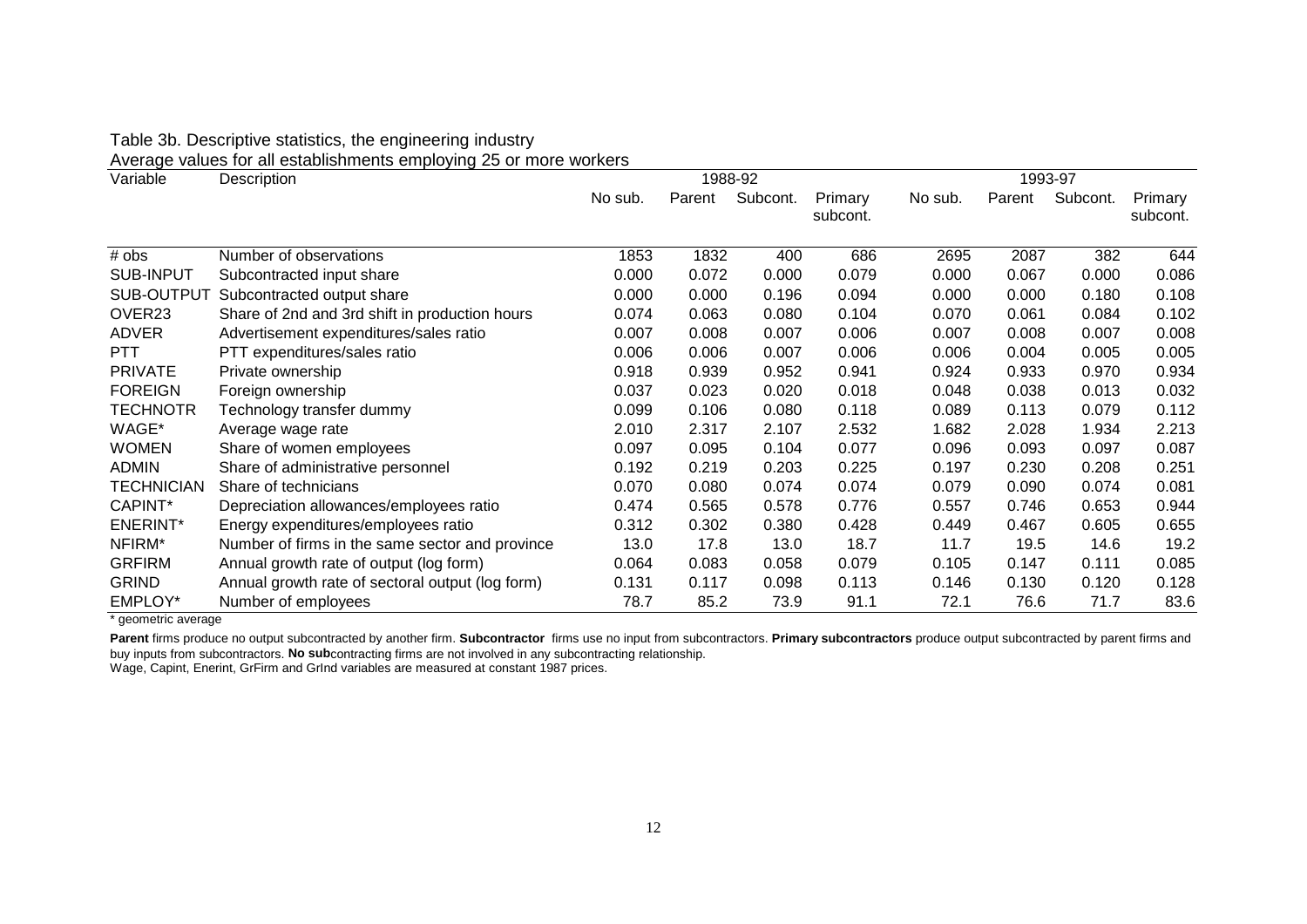Table 3b. Descriptive statistics, the engineering industry

Average values for all establishments employing 25 or more workers

| Variable | Description | 1988-92 | | | | 1993-97 | | | |
|---|---|---|---|---|---|---|---|---|---|
| | | No sub. | Parent | Subcont. | Primary subcont. | No sub. | Parent | Subcont. | Primary subcont. |
| # obs | Number of observations | 1853 | 1832 | 400 | 686 | 2695 | 2087 | 382 | 644 |
| SUB-INPUT | Subcontracted input share | 0.000 | 0.072 | 0.000 | 0.079 | 0.000 | 0.067 | 0.000 | 0.086 |
| SUB-OUTPUT | Subcontracted output share | 0.000 | 0.000 | 0.196 | 0.094 | 0.000 | 0.000 | 0.180 | 0.108 |
| OVER23 | Share of 2nd and 3rd shift in production hours | 0.074 | 0.063 | 0.080 | 0.104 | 0.070 | 0.061 | 0.084 | 0.102 |
| ADVER | Advertisement expenditures/sales ratio | 0.007 | 0.008 | 0.007 | 0.006 | 0.007 | 0.008 | 0.007 | 0.008 |
| PTT | PTT expenditures/sales ratio | 0.006 | 0.006 | 0.007 | 0.006 | 0.006 | 0.004 | 0.005 | 0.005 |
| PRIVATE | Private ownership | 0.918 | 0.939 | 0.952 | 0.941 | 0.924 | 0.933 | 0.970 | 0.934 |
| FOREIGN | Foreign ownership | 0.037 | 0.023 | 0.020 | 0.018 | 0.048 | 0.038 | 0.013 | 0.032 |
| TECHNOTR | Technology transfer dummy | 0.099 | 0.106 | 0.080 | 0.118 | 0.089 | 0.113 | 0.079 | 0.112 |
| WAGE* | Average wage rate | 2.010 | 2.317 | 2.107 | 2.532 | 1.682 | 2.028 | 1.934 | 2.213 |
| WOMEN | Share of women employees | 0.097 | 0.095 | 0.104 | 0.077 | 0.096 | 0.093 | 0.097 | 0.087 |
| ADMIN | Share of administrative personnel | 0.192 | 0.219 | 0.203 | 0.225 | 0.197 | 0.230 | 0.208 | 0.251 |
| TECHNICIAN | Share of technicians | 0.070 | 0.080 | 0.074 | 0.074 | 0.079 | 0.090 | 0.074 | 0.081 |
| CAPINT* | Depreciation allowances/employees ratio | 0.474 | 0.565 | 0.578 | 0.776 | 0.557 | 0.746 | 0.653 | 0.944 |
| ENERINT* | Energy expenditures/employees ratio | 0.312 | 0.302 | 0.380 | 0.428 | 0.449 | 0.467 | 0.605 | 0.655 |
| NFIRM* | Number of firms in the same sector and province | 13.0 | 17.8 | 13.0 | 18.7 | 11.7 | 19.5 | 14.6 | 19.2 |
| GRFIRM | Annual growth rate of output (log form) | 0.064 | 0.083 | 0.058 | 0.079 | 0.105 | 0.147 | 0.111 | 0.085 |
| GRIND | Annual growth rate of sectoral output (log form) | 0.131 | 0.117 | 0.098 | 0.113 | 0.146 | 0.130 | 0.120 | 0.128 |
| EMPLOY* | Number of employees | 78.7 | 85.2 | 73.9 | 91.1 | 72.1 | 76.6 | 71.7 | 83.6 |

\* geometric average

**Parent** firms produce no output subcontracted by another firm. **Subcontractor** firms use no input from subcontractors. **Primary subcontractors** produce output subcontracted by parent firms and buy inputs from subcontractors. **No sub**contracting firms are not involved in any subcontracting relationship.
Wage, Capint, Enerint, GrFirm and GrInd variables are measured at constant 1987 prices.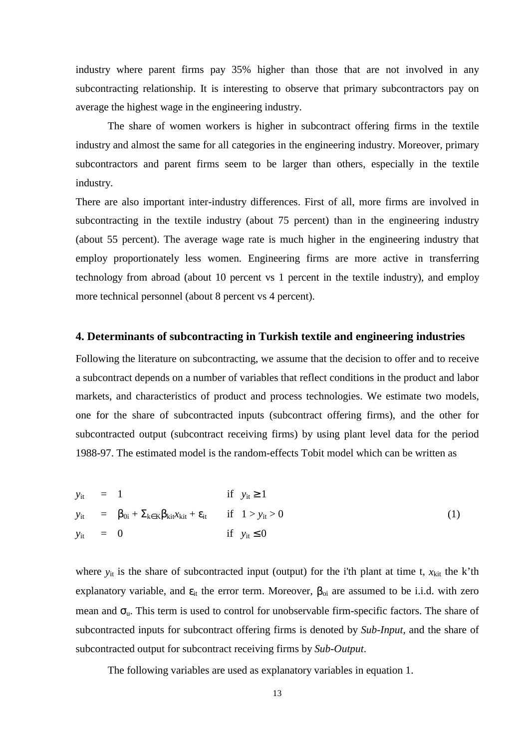industry where parent firms pay 35% higher than those that are not involved in any subcontracting relationship. It is interesting to observe that primary subcontractors pay on average the highest wage in the engineering industry.

The share of women workers is higher in subcontract offering firms in the textile industry and almost the same for all categories in the engineering industry. Moreover, primary subcontractors and parent firms seem to be larger than others, especially in the textile industry.

There are also important inter-industry differences. First of all, more firms are involved in subcontracting in the textile industry (about 75 percent) than in the engineering industry (about 55 percent). The average wage rate is much higher in the engineering industry that employ proportionately less women. Engineering firms are more active in transferring technology from abroad (about 10 percent vs 1 percent in the textile industry), and employ more technical personnel (about 8 percent vs 4 percent).

## 4. Determinants of subcontracting in Turkish textile and engineering industries

Following the literature on subcontracting, we assume that the decision to offer and to receive a subcontract depends on a number of variables that reflect conditions in the product and labor markets, and characteristics of product and process technologies. We estimate two models, one for the share of subcontracted inputs (subcontract offering firms), and the other for subcontracted output (subcontract receiving firms) by using plant level data for the period 1988-97. The estimated model is the random-effects Tobit model which can be written as

$$
\begin{aligned}
y_{it} &= 1 && \text{if } \; y_{it} \geq 1 \\
y_{it} &= \beta_{0i} + \Sigma_{k \in K} \beta_{kit} x_{kit} + \varepsilon_{it} && \text{if } \; 1 > y_{it} > 0 \qquad (1)\\
y_{it} &= 0 && \text{if } \; y_{it} \leq 0
\end{aligned}
$$

where $y_{it}$ is the share of subcontracted input (output) for the i'th plant at time t, $x_{kit}$ the k'th explanatory variable, and $\varepsilon_{it}$ the error term. Moreover, $\beta_{0i}$ are assumed to be i.i.d. with zero mean and $\sigma_u$. This term is used to control for unobservable firm-specific factors. The share of subcontracted inputs for subcontract offering firms is denoted by *Sub-Input*, and the share of subcontracted output for subcontract receiving firms by *Sub-Output*.

The following variables are used as explanatory variables in equation 1.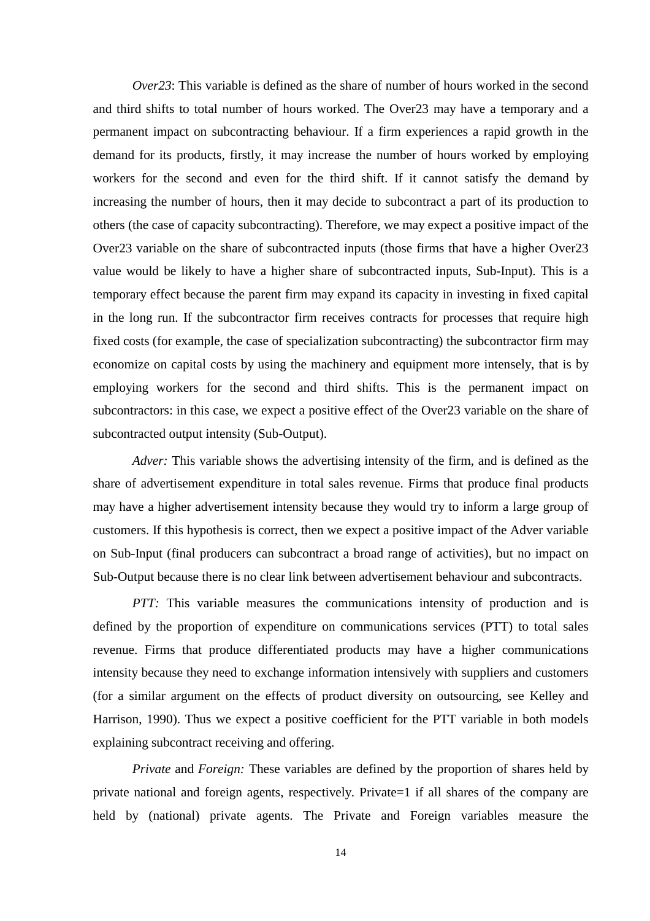*Over23*: This variable is defined as the share of number of hours worked in the second and third shifts to total number of hours worked. The Over23 may have a temporary and a permanent impact on subcontracting behaviour. If a firm experiences a rapid growth in the demand for its products, firstly, it may increase the number of hours worked by employing workers for the second and even for the third shift. If it cannot satisfy the demand by increasing the number of hours, then it may decide to subcontract a part of its production to others (the case of capacity subcontracting). Therefore, we may expect a positive impact of the Over23 variable on the share of subcontracted inputs (those firms that have a higher Over23 value would be likely to have a higher share of subcontracted inputs, Sub-Input). This is a temporary effect because the parent firm may expand its capacity in investing in fixed capital in the long run. If the subcontractor firm receives contracts for processes that require high fixed costs (for example, the case of specialization subcontracting) the subcontractor firm may economize on capital costs by using the machinery and equipment more intensely, that is by employing workers for the second and third shifts. This is the permanent impact on subcontractors: in this case, we expect a positive effect of the Over23 variable on the share of subcontracted output intensity (Sub-Output).

*Adver:* This variable shows the advertising intensity of the firm, and is defined as the share of advertisement expenditure in total sales revenue. Firms that produce final products may have a higher advertisement intensity because they would try to inform a large group of customers. If this hypothesis is correct, then we expect a positive impact of the Adver variable on Sub-Input (final producers can subcontract a broad range of activities), but no impact on Sub-Output because there is no clear link between advertisement behaviour and subcontracts.

*PTT:* This variable measures the communications intensity of production and is defined by the proportion of expenditure on communications services (PTT) to total sales revenue. Firms that produce differentiated products may have a higher communications intensity because they need to exchange information intensively with suppliers and customers (for a similar argument on the effects of product diversity on outsourcing, see Kelley and Harrison, 1990). Thus we expect a positive coefficient for the PTT variable in both models explaining subcontract receiving and offering.

*Private* and *Foreign:* These variables are defined by the proportion of shares held by private national and foreign agents, respectively. Private=1 if all shares of the company are held by (national) private agents. The Private and Foreign variables measure the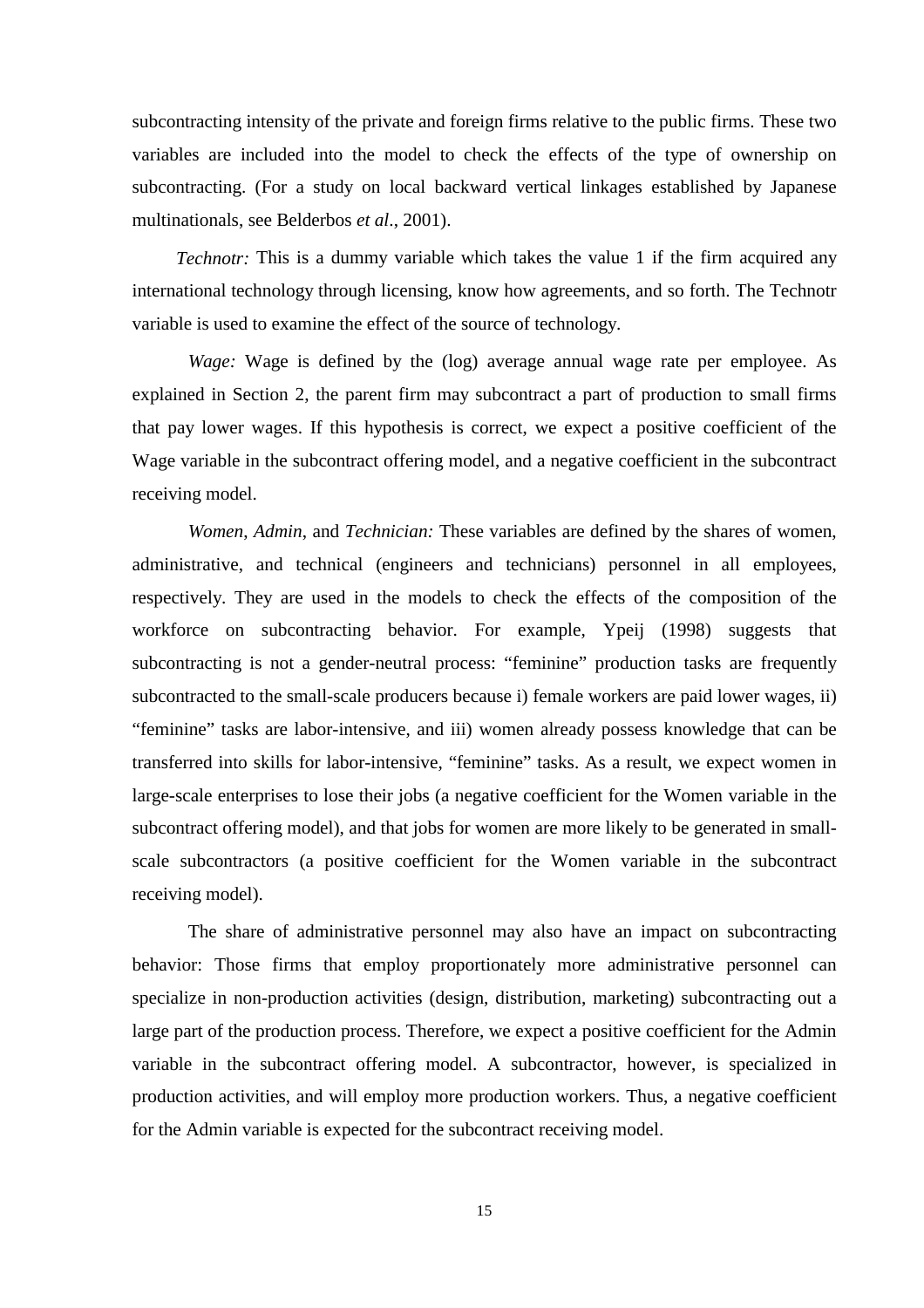subcontracting intensity of the private and foreign firms relative to the public firms. These two variables are included into the model to check the effects of the type of ownership on subcontracting. (For a study on local backward vertical linkages established by Japanese multinationals, see Belderbos *et al*., 2001).

*Technotr:* This is a dummy variable which takes the value 1 if the firm acquired any international technology through licensing, know how agreements, and so forth. The Technotr variable is used to examine the effect of the source of technology.

*Wage:* Wage is defined by the (log) average annual wage rate per employee. As explained in Section 2, the parent firm may subcontract a part of production to small firms that pay lower wages. If this hypothesis is correct, we expect a positive coefficient of the Wage variable in the subcontract offering model, and a negative coefficient in the subcontract receiving model.

*Women*, *Admin*, and *Technician:* These variables are defined by the shares of women, administrative, and technical (engineers and technicians) personnel in all employees, respectively. They are used in the models to check the effects of the composition of the workforce on subcontracting behavior. For example, Ypeij (1998) suggests that subcontracting is not a gender-neutral process: "feminine" production tasks are frequently subcontracted to the small-scale producers because i) female workers are paid lower wages, ii) "feminine" tasks are labor-intensive, and iii) women already possess knowledge that can be transferred into skills for labor-intensive, "feminine" tasks. As a result, we expect women in large-scale enterprises to lose their jobs (a negative coefficient for the Women variable in the subcontract offering model), and that jobs for women are more likely to be generated in small-scale subcontractors (a positive coefficient for the Women variable in the subcontract receiving model).

The share of administrative personnel may also have an impact on subcontracting behavior: Those firms that employ proportionately more administrative personnel can specialize in non-production activities (design, distribution, marketing) subcontracting out a large part of the production process. Therefore, we expect a positive coefficient for the Admin variable in the subcontract offering model. A subcontractor, however, is specialized in production activities, and will employ more production workers. Thus, a negative coefficient for the Admin variable is expected for the subcontract receiving model.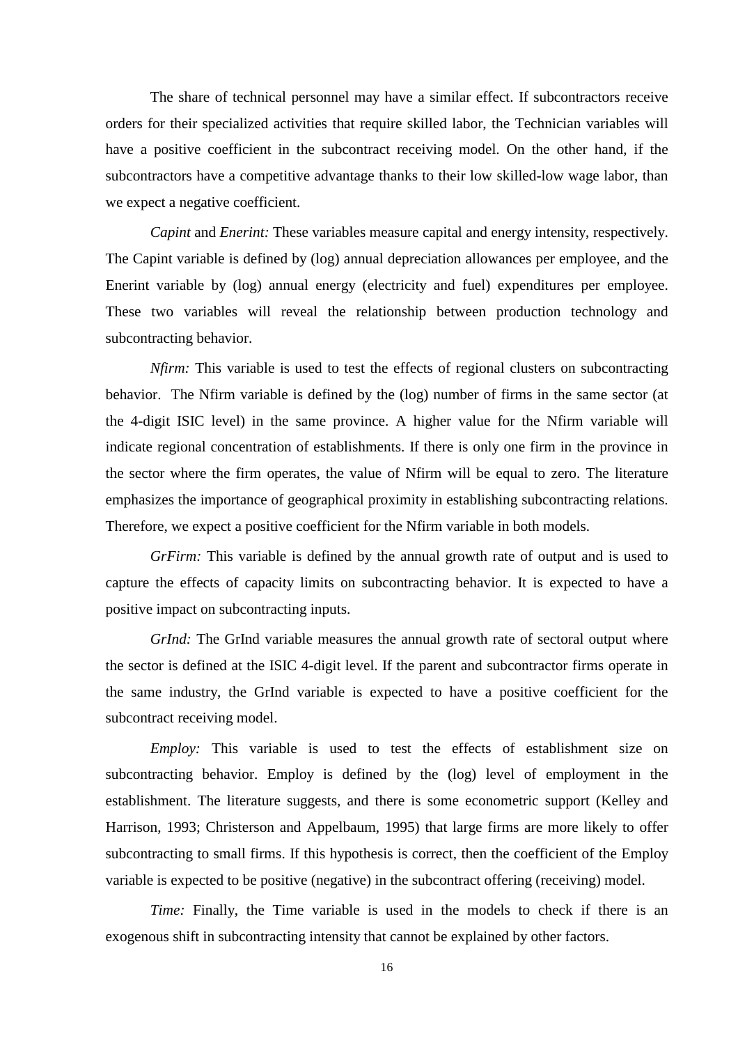The share of technical personnel may have a similar effect. If subcontractors receive orders for their specialized activities that require skilled labor, the Technician variables will have a positive coefficient in the subcontract receiving model. On the other hand, if the subcontractors have a competitive advantage thanks to their low skilled-low wage labor, than we expect a negative coefficient.

*Capint* and *Enerint:* These variables measure capital and energy intensity, respectively. The Capint variable is defined by (log) annual depreciation allowances per employee, and the Enerint variable by (log) annual energy (electricity and fuel) expenditures per employee. These two variables will reveal the relationship between production technology and subcontracting behavior.

*Nfirm:* This variable is used to test the effects of regional clusters on subcontracting behavior. The Nfirm variable is defined by the (log) number of firms in the same sector (at the 4-digit ISIC level) in the same province. A higher value for the Nfirm variable will indicate regional concentration of establishments. If there is only one firm in the province in the sector where the firm operates, the value of Nfirm will be equal to zero. The literature emphasizes the importance of geographical proximity in establishing subcontracting relations. Therefore, we expect a positive coefficient for the Nfirm variable in both models.

*GrFirm:* This variable is defined by the annual growth rate of output and is used to capture the effects of capacity limits on subcontracting behavior. It is expected to have a positive impact on subcontracting inputs.

*GrInd:* The GrInd variable measures the annual growth rate of sectoral output where the sector is defined at the ISIC 4-digit level. If the parent and subcontractor firms operate in the same industry, the GrInd variable is expected to have a positive coefficient for the subcontract receiving model.

*Employ:* This variable is used to test the effects of establishment size on subcontracting behavior. Employ is defined by the (log) level of employment in the establishment. The literature suggests, and there is some econometric support (Kelley and Harrison, 1993; Christerson and Appelbaum, 1995) that large firms are more likely to offer subcontracting to small firms. If this hypothesis is correct, then the coefficient of the Employ variable is expected to be positive (negative) in the subcontract offering (receiving) model.

*Time:* Finally, the Time variable is used in the models to check if there is an exogenous shift in subcontracting intensity that cannot be explained by other factors.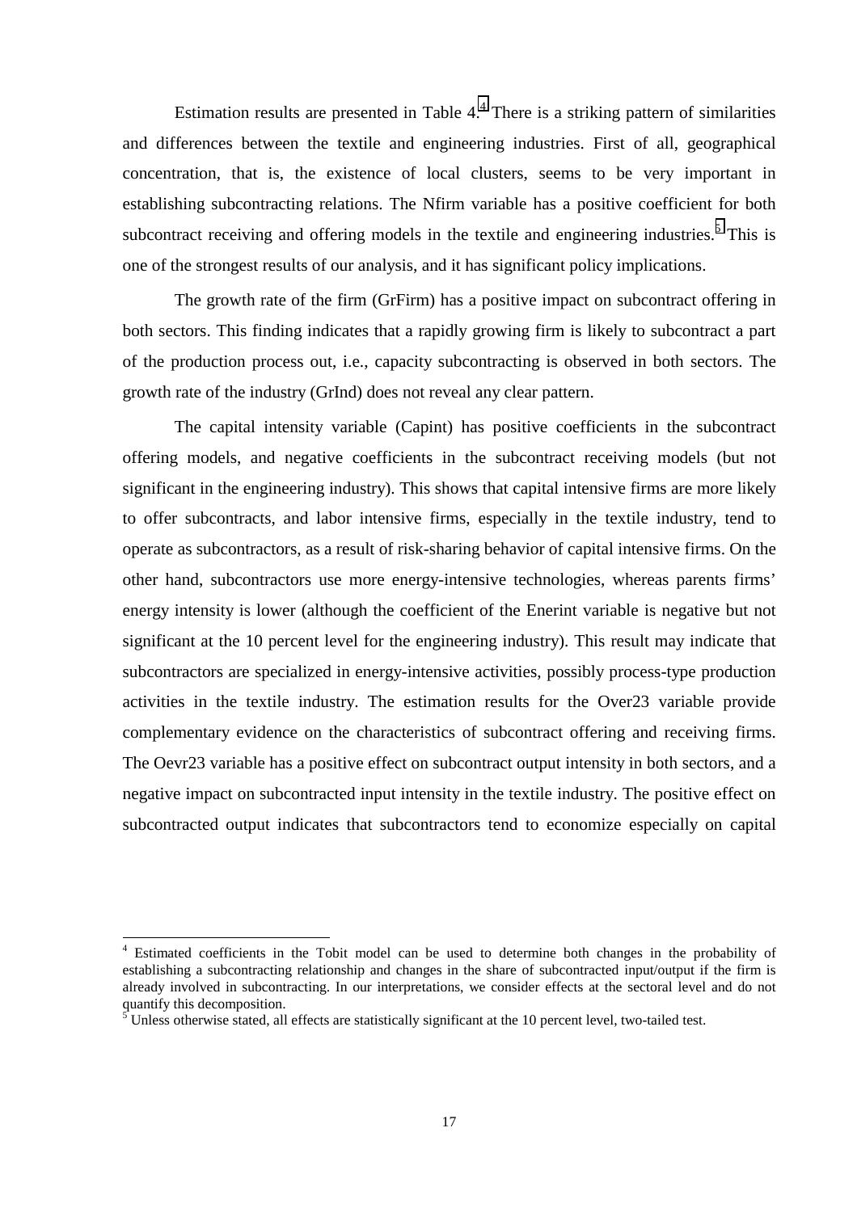Estimation results are presented in Table 4.[4] There is a striking pattern of similarities and differences between the textile and engineering industries. First of all, geographical concentration, that is, the existence of local clusters, seems to be very important in establishing subcontracting relations. The Nfirm variable has a positive coefficient for both subcontract receiving and offering models in the textile and engineering industries.[5] This is one of the strongest results of our analysis, and it has significant policy implications.

The growth rate of the firm (GrFirm) has a positive impact on subcontract offering in both sectors. This finding indicates that a rapidly growing firm is likely to subcontract a part of the production process out, i.e., capacity subcontracting is observed in both sectors. The growth rate of the industry (GrInd) does not reveal any clear pattern.

The capital intensity variable (Capint) has positive coefficients in the subcontract offering models, and negative coefficients in the subcontract receiving models (but not significant in the engineering industry). This shows that capital intensive firms are more likely to offer subcontracts, and labor intensive firms, especially in the textile industry, tend to operate as subcontractors, as a result of risk-sharing behavior of capital intensive firms. On the other hand, subcontractors use more energy-intensive technologies, whereas parents firms' energy intensity is lower (although the coefficient of the Enerint variable is negative but not significant at the 10 percent level for the engineering industry). This result may indicate that subcontractors are specialized in energy-intensive activities, possibly process-type production activities in the textile industry. The estimation results for the Over23 variable provide complementary evidence on the characteristics of subcontract offering and receiving firms. The Oevr23 variable has a positive effect on subcontract output intensity in both sectors, and a negative impact on subcontracted input intensity in the textile industry. The positive effect on subcontracted output indicates that subcontractors tend to economize especially on capital

---

[4] Estimated coefficients in the Tobit model can be used to determine both changes in the probability of establishing a subcontracting relationship and changes in the share of subcontracted input/output if the firm is already involved in subcontracting. In our interpretations, we consider effects at the sectoral level and do not quantify this decomposition.

[5] Unless otherwise stated, all effects are statistically significant at the 10 percent level, two-tailed test.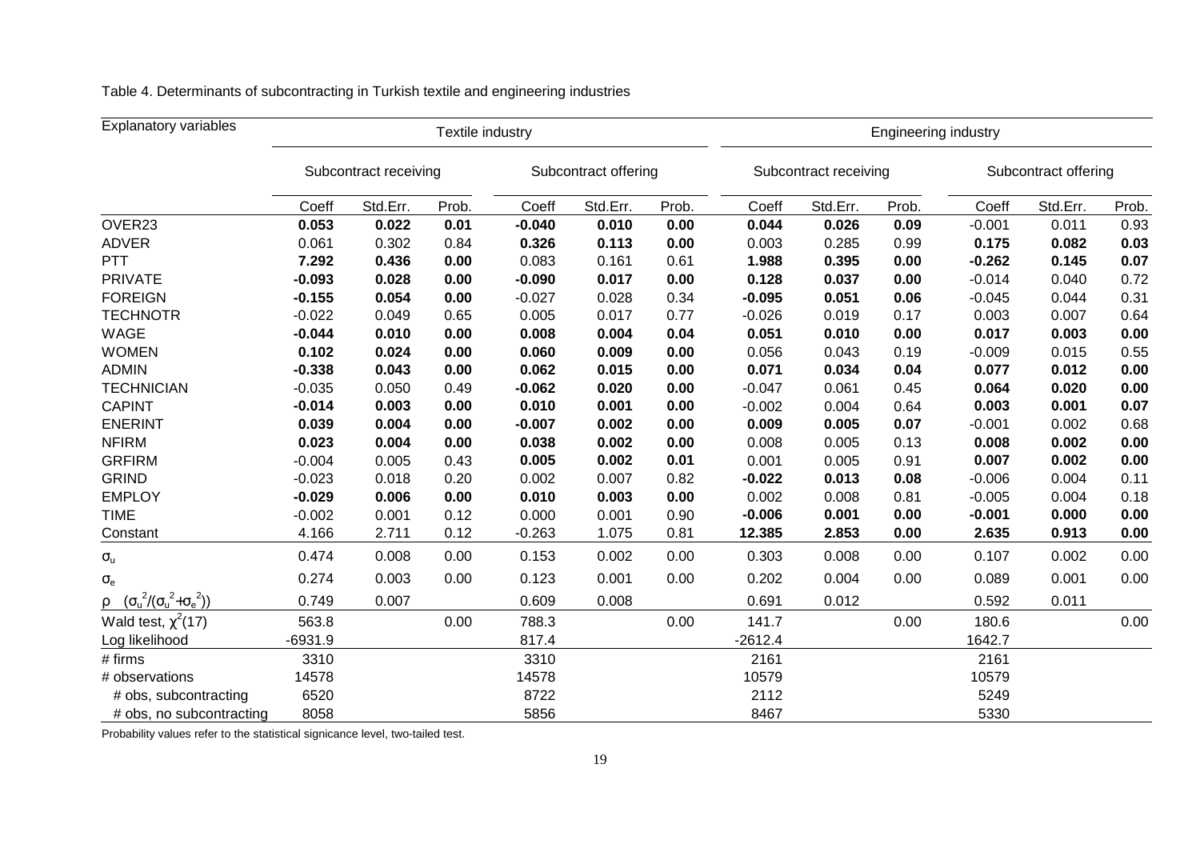Table 4. Determinants of subcontracting in Turkish textile and engineering industries

| Explanatory variables | Textile industry | | | | | | Engineering industry | | | | | |
|---|---|---|---|---|---|---|---|---|---|---|---|---|
| | Subcontract receiving | | | Subcontract offering | | | Subcontract receiving | | | Subcontract offering | | |
| | Coeff | Std.Err. | Prob. | Coeff | Std.Err. | Prob. | Coeff | Std.Err. | Prob. | Coeff | Std.Err. | Prob. |
| OVER23 | **0.053** | **0.022** | **0.01** | **-0.040** | **0.010** | **0.00** | **0.044** | **0.026** | **0.09** | -0.001 | 0.011 | 0.93 |
| ADVER | 0.061 | 0.302 | 0.84 | **0.326** | **0.113** | **0.00** | 0.003 | 0.285 | 0.99 | **0.175** | **0.082** | **0.03** |
| PTT | **7.292** | **0.436** | **0.00** | 0.083 | 0.161 | 0.61 | **1.988** | **0.395** | **0.00** | **-0.262** | **0.145** | **0.07** |
| PRIVATE | **-0.093** | **0.028** | **0.00** | **-0.090** | **0.017** | **0.00** | **0.128** | **0.037** | **0.00** | -0.014 | 0.040 | 0.72 |
| FOREIGN | **-0.155** | **0.054** | **0.00** | -0.027 | 0.028 | 0.34 | **-0.095** | **0.051** | **0.06** | -0.045 | 0.044 | 0.31 |
| TECHNOTR | -0.022 | 0.049 | 0.65 | 0.005 | 0.017 | 0.77 | -0.026 | 0.019 | 0.17 | 0.003 | 0.007 | 0.64 |
| WAGE | **-0.044** | **0.010** | **0.00** | **0.008** | **0.004** | **0.04** | **0.051** | **0.010** | **0.00** | **0.017** | **0.003** | **0.00** |
| WOMEN | **0.102** | **0.024** | **0.00** | **0.060** | **0.009** | **0.00** | 0.056 | 0.043 | 0.19 | -0.009 | 0.015 | 0.55 |
| ADMIN | **-0.338** | **0.043** | **0.00** | **0.062** | **0.015** | **0.00** | **0.071** | **0.034** | **0.04** | **0.077** | **0.012** | **0.00** |
| TECHNICIAN | -0.035 | 0.050 | 0.49 | **-0.062** | **0.020** | **0.00** | -0.047 | 0.061 | 0.45 | **0.064** | **0.020** | **0.00** |
| CAPINT | **-0.014** | **0.003** | **0.00** | **0.010** | **0.001** | **0.00** | -0.002 | 0.004 | 0.64 | **0.003** | **0.001** | **0.07** |
| ENERINT | **0.039** | **0.004** | **0.00** | **-0.007** | **0.002** | **0.00** | **0.009** | **0.005** | **0.07** | -0.001 | 0.002 | 0.68 |
| NFIRM | **0.023** | **0.004** | **0.00** | **0.038** | **0.002** | **0.00** | 0.008 | 0.005 | 0.13 | **0.008** | **0.002** | **0.00** |
| GRFIRM | -0.004 | 0.005 | 0.43 | **0.005** | **0.002** | **0.01** | 0.001 | 0.005 | 0.91 | **0.007** | **0.002** | **0.00** |
| GRIND | -0.023 | 0.018 | 0.20 | 0.002 | 0.007 | 0.82 | **-0.022** | **0.013** | **0.08** | -0.006 | 0.004 | 0.11 |
| EMPLOY | **-0.029** | **0.006** | **0.00** | **0.010** | **0.003** | **0.00** | 0.002 | 0.008 | 0.81 | -0.005 | 0.004 | 0.18 |
| TIME | -0.002 | 0.001 | 0.12 | 0.000 | 0.001 | 0.90 | **-0.006** | **0.001** | **0.00** | **-0.001** | **0.000** | **0.00** |
| Constant | 4.166 | 2.711 | 0.12 | -0.263 | 1.075 | 0.81 | **12.385** | **2.853** | **0.00** | **2.635** | **0.913** | **0.00** |
| $\sigma_u$ | 0.474 | 0.008 | 0.00 | 0.153 | 0.002 | 0.00 | 0.303 | 0.008 | 0.00 | 0.107 | 0.002 | 0.00 |
| $\sigma_e$ | 0.274 | 0.003 | 0.00 | 0.123 | 0.001 | 0.00 | 0.202 | 0.004 | 0.00 | 0.089 | 0.001 | 0.00 |
| $\rho \quad (\sigma_u^2/(\sigma_u^2+\sigma_e^2))$ | 0.749 | 0.007 | | 0.609 | 0.008 | | 0.691 | 0.012 | | 0.592 | 0.011 | |
| Wald test, $\chi^2(17)$ | 563.8 | | 0.00 | 788.3 | | 0.00 | 141.7 | | 0.00 | 180.6 | | 0.00 |
| Log likelihood | -6931.9 | | | 817.4 | | | -2612.4 | | | 1642.7 | | |
| # firms | 3310 | | | 3310 | | | 2161 | | | 2161 | | |
| # observations | 14578 | | | 14578 | | | 10579 | | | 10579 | | |
| # obs, subcontracting | 6520 | | | 8722 | | | 2112 | | | 5249 | | |
| # obs, no subcontracting | 8058 | | | 5856 | | | 8467 | | | 5330 | | |

Probability values refer to the statistical signicance level, two-tailed test.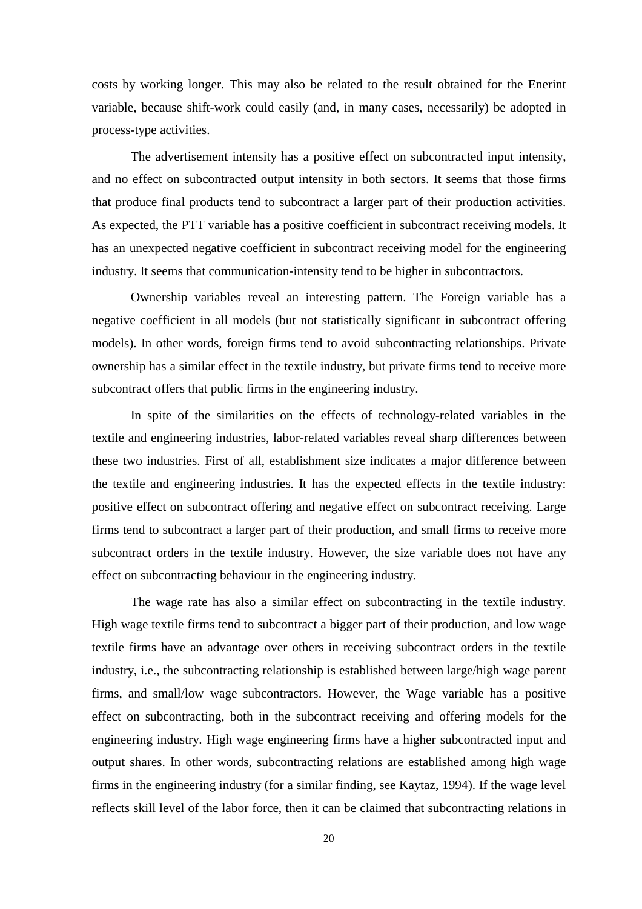costs by working longer. This may also be related to the result obtained for the Enerint variable, because shift-work could easily (and, in many cases, necessarily) be adopted in process-type activities.

The advertisement intensity has a positive effect on subcontracted input intensity, and no effect on subcontracted output intensity in both sectors. It seems that those firms that produce final products tend to subcontract a larger part of their production activities. As expected, the PTT variable has a positive coefficient in subcontract receiving models. It has an unexpected negative coefficient in subcontract receiving model for the engineering industry. It seems that communication-intensity tend to be higher in subcontractors.

Ownership variables reveal an interesting pattern. The Foreign variable has a negative coefficient in all models (but not statistically significant in subcontract offering models). In other words, foreign firms tend to avoid subcontracting relationships. Private ownership has a similar effect in the textile industry, but private firms tend to receive more subcontract offers that public firms in the engineering industry.

In spite of the similarities on the effects of technology-related variables in the textile and engineering industries, labor-related variables reveal sharp differences between these two industries. First of all, establishment size indicates a major difference between the textile and engineering industries. It has the expected effects in the textile industry: positive effect on subcontract offering and negative effect on subcontract receiving. Large firms tend to subcontract a larger part of their production, and small firms to receive more subcontract orders in the textile industry. However, the size variable does not have any effect on subcontracting behaviour in the engineering industry.

The wage rate has also a similar effect on subcontracting in the textile industry. High wage textile firms tend to subcontract a bigger part of their production, and low wage textile firms have an advantage over others in receiving subcontract orders in the textile industry, i.e., the subcontracting relationship is established between large/high wage parent firms, and small/low wage subcontractors. However, the Wage variable has a positive effect on subcontracting, both in the subcontract receiving and offering models for the engineering industry. High wage engineering firms have a higher subcontracted input and output shares. In other words, subcontracting relations are established among high wage firms in the engineering industry (for a similar finding, see Kaytaz, 1994). If the wage level reflects skill level of the labor force, then it can be claimed that subcontracting relations in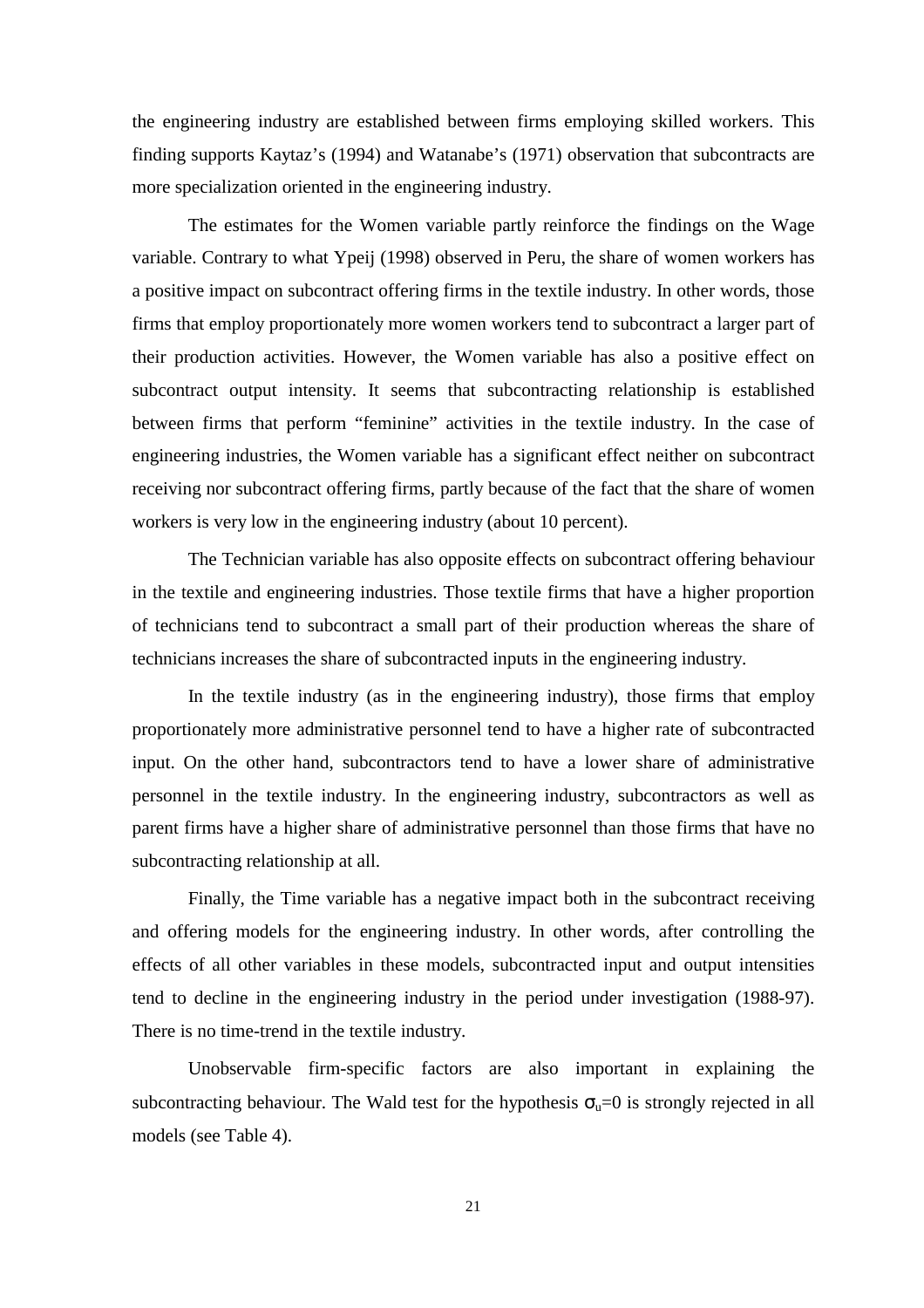the engineering industry are established between firms employing skilled workers. This finding supports Kaytaz's (1994) and Watanabe's (1971) observation that subcontracts are more specialization oriented in the engineering industry.

The estimates for the Women variable partly reinforce the findings on the Wage variable. Contrary to what Ypeij (1998) observed in Peru, the share of women workers has a positive impact on subcontract offering firms in the textile industry. In other words, those firms that employ proportionately more women workers tend to subcontract a larger part of their production activities. However, the Women variable has also a positive effect on subcontract output intensity. It seems that subcontracting relationship is established between firms that perform "feminine" activities in the textile industry. In the case of engineering industries, the Women variable has a significant effect neither on subcontract receiving nor subcontract offering firms, partly because of the fact that the share of women workers is very low in the engineering industry (about 10 percent).

The Technician variable has also opposite effects on subcontract offering behaviour in the textile and engineering industries. Those textile firms that have a higher proportion of technicians tend to subcontract a small part of their production whereas the share of technicians increases the share of subcontracted inputs in the engineering industry.

In the textile industry (as in the engineering industry), those firms that employ proportionately more administrative personnel tend to have a higher rate of subcontracted input. On the other hand, subcontractors tend to have a lower share of administrative personnel in the textile industry. In the engineering industry, subcontractors as well as parent firms have a higher share of administrative personnel than those firms that have no subcontracting relationship at all.

Finally, the Time variable has a negative impact both in the subcontract receiving and offering models for the engineering industry. In other words, after controlling the effects of all other variables in these models, subcontracted input and output intensities tend to decline in the engineering industry in the period under investigation (1988-97). There is no time-trend in the textile industry.

Unobservable firm-specific factors are also important in explaining the subcontracting behaviour. The Wald test for the hypothesis $\sigma_u=0$ is strongly rejected in all models (see Table 4).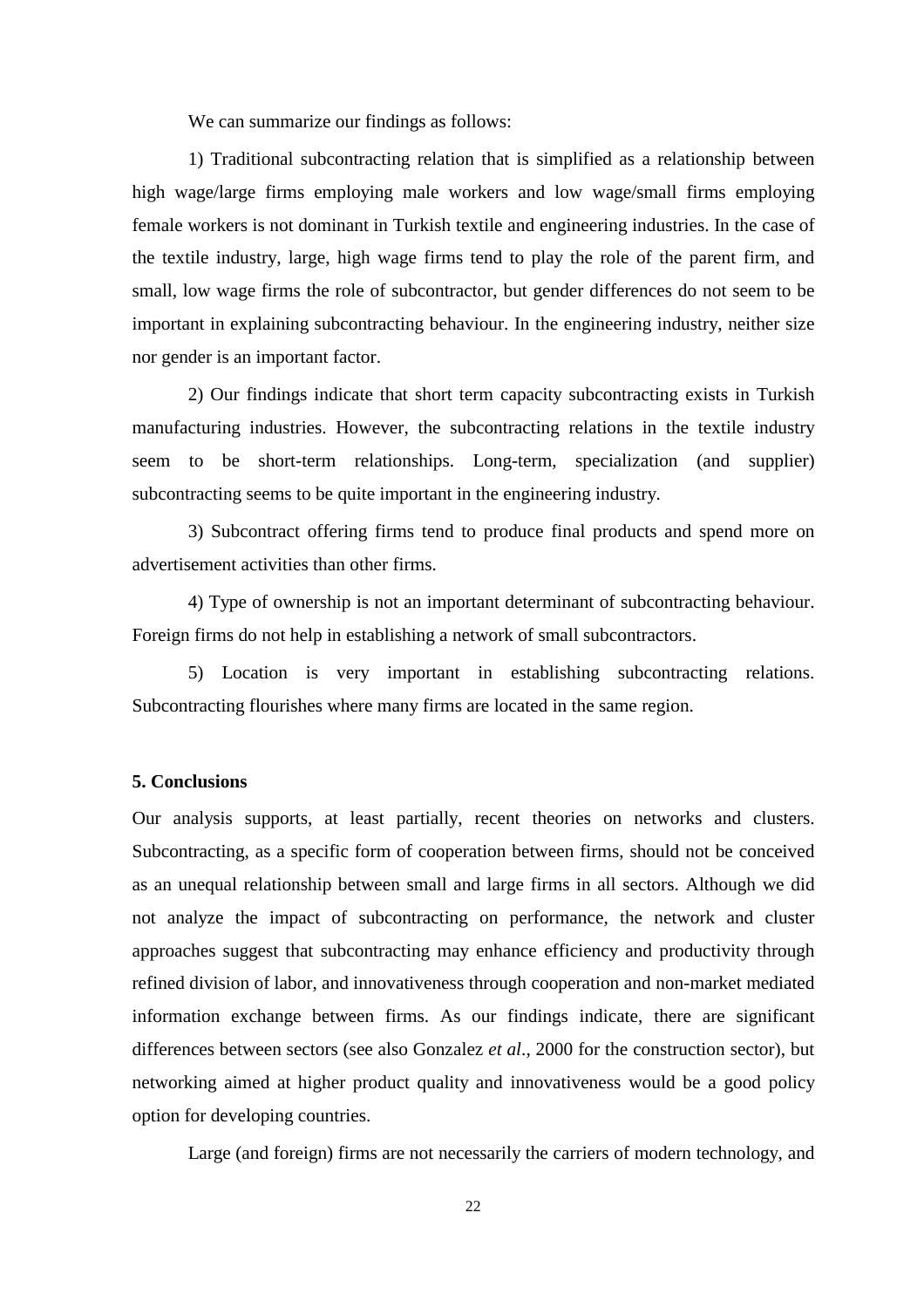We can summarize our findings as follows:

1) Traditional subcontracting relation that is simplified as a relationship between high wage/large firms employing male workers and low wage/small firms employing female workers is not dominant in Turkish textile and engineering industries. In the case of the textile industry, large, high wage firms tend to play the role of the parent firm, and small, low wage firms the role of subcontractor, but gender differences do not seem to be important in explaining subcontracting behaviour. In the engineering industry, neither size nor gender is an important factor.

2) Our findings indicate that short term capacity subcontracting exists in Turkish manufacturing industries. However, the subcontracting relations in the textile industry seem to be short-term relationships. Long-term, specialization (and supplier) subcontracting seems to be quite important in the engineering industry.

3) Subcontract offering firms tend to produce final products and spend more on advertisement activities than other firms.

4) Type of ownership is not an important determinant of subcontracting behaviour. Foreign firms do not help in establishing a network of small subcontractors.

5) Location is very important in establishing subcontracting relations. Subcontracting flourishes where many firms are located in the same region.

## 5. Conclusions

Our analysis supports, at least partially, recent theories on networks and clusters. Subcontracting, as a specific form of cooperation between firms, should not be conceived as an unequal relationship between small and large firms in all sectors. Although we did not analyze the impact of subcontracting on performance, the network and cluster approaches suggest that subcontracting may enhance efficiency and productivity through refined division of labor, and innovativeness through cooperation and non-market mediated information exchange between firms. As our findings indicate, there are significant differences between sectors (see also Gonzalez *et al*., 2000 for the construction sector), but networking aimed at higher product quality and innovativeness would be a good policy option for developing countries.

Large (and foreign) firms are not necessarily the carriers of modern technology, and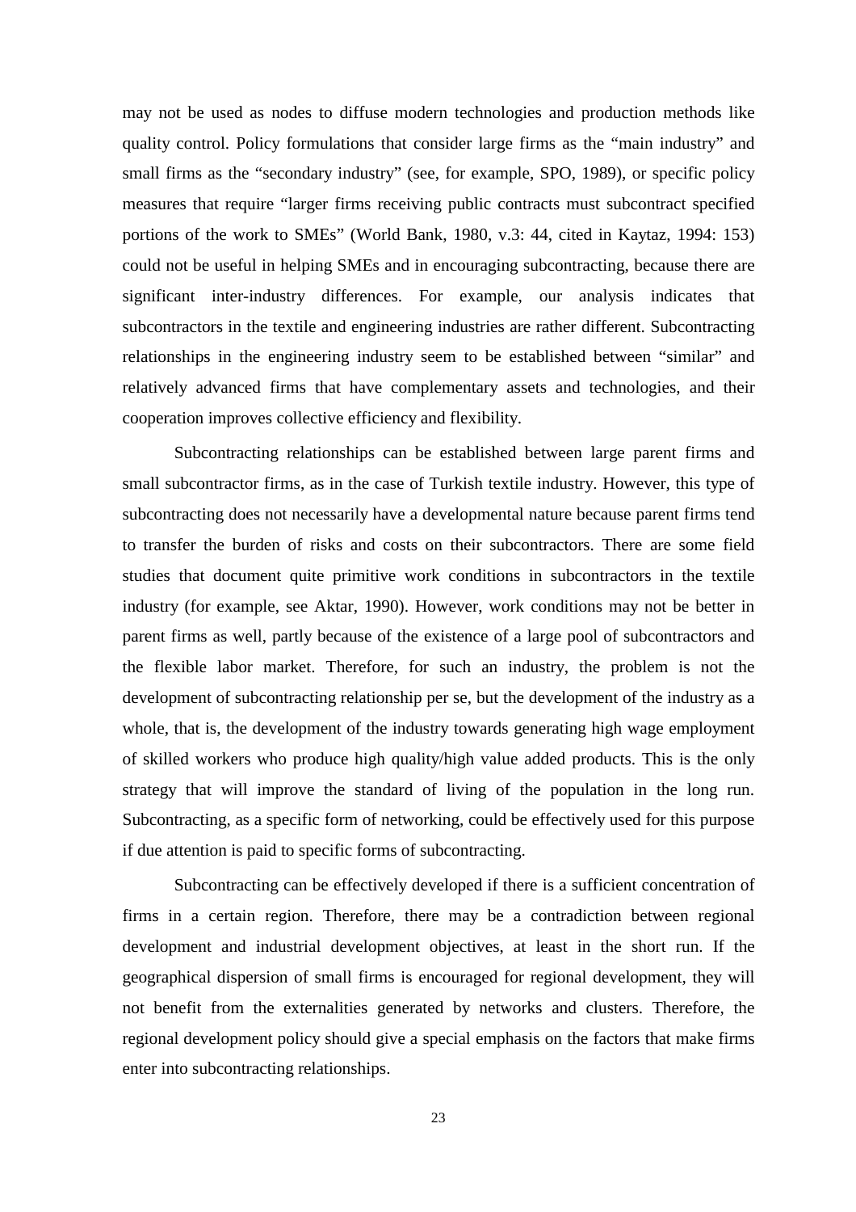may not be used as nodes to diffuse modern technologies and production methods like quality control. Policy formulations that consider large firms as the "main industry" and small firms as the "secondary industry" (see, for example, SPO, 1989), or specific policy measures that require "larger firms receiving public contracts must subcontract specified portions of the work to SMEs" (World Bank, 1980, v.3: 44, cited in Kaytaz, 1994: 153) could not be useful in helping SMEs and in encouraging subcontracting, because there are significant inter-industry differences. For example, our analysis indicates that subcontractors in the textile and engineering industries are rather different. Subcontracting relationships in the engineering industry seem to be established between "similar" and relatively advanced firms that have complementary assets and technologies, and their cooperation improves collective efficiency and flexibility.

Subcontracting relationships can be established between large parent firms and small subcontractor firms, as in the case of Turkish textile industry. However, this type of subcontracting does not necessarily have a developmental nature because parent firms tend to transfer the burden of risks and costs on their subcontractors. There are some field studies that document quite primitive work conditions in subcontractors in the textile industry (for example, see Aktar, 1990). However, work conditions may not be better in parent firms as well, partly because of the existence of a large pool of subcontractors and the flexible labor market. Therefore, for such an industry, the problem is not the development of subcontracting relationship per se, but the development of the industry as a whole, that is, the development of the industry towards generating high wage employment of skilled workers who produce high quality/high value added products. This is the only strategy that will improve the standard of living of the population in the long run. Subcontracting, as a specific form of networking, could be effectively used for this purpose if due attention is paid to specific forms of subcontracting.

Subcontracting can be effectively developed if there is a sufficient concentration of firms in a certain region. Therefore, there may be a contradiction between regional development and industrial development objectives, at least in the short run. If the geographical dispersion of small firms is encouraged for regional development, they will not benefit from the externalities generated by networks and clusters. Therefore, the regional development policy should give a special emphasis on the factors that make firms enter into subcontracting relationships.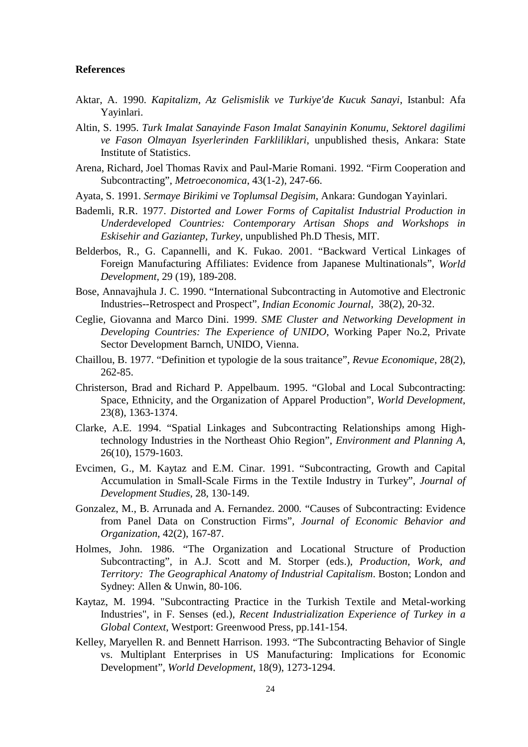**References**

Aktar, A. 1990. *Kapitalizm, Az Gelismislik ve Turkiye'de Kucuk Sanayi*, Istanbul: Afa Yayinlari.

Altin, S. 1995. *Turk Imalat Sanayinde Fason Imalat Sanayinin Konumu, Sektorel dagilimi ve Fason Olmayan Isyerlerinden Farkliliklari*, unpublished thesis, Ankara: State Institute of Statistics.

Arena, Richard, Joel Thomas Ravix and Paul-Marie Romani. 1992. "Firm Cooperation and Subcontracting", *Metroeconomica*, 43(1-2), 247-66.

Ayata, S. 1991. *Sermaye Birikimi ve Toplumsal Degisim*, Ankara: Gundogan Yayinlari.

Bademli, R.R. 1977. *Distorted and Lower Forms of Capitalist Industrial Production in Underdeveloped Countries: Contemporary Artisan Shops and Workshops in Eskisehir and Gaziantep, Turkey*, unpublished Ph.D Thesis, MIT.

Belderbos, R., G. Capannelli, and K. Fukao. 2001. "Backward Vertical Linkages of Foreign Manufacturing Affiliates: Evidence from Japanese Multinationals", *World Development*, 29 (19), 189-208.

Bose, Annavajhula J. C. 1990. "International Subcontracting in Automotive and Electronic Industries--Retrospect and Prospect", *Indian Economic Journal*, 38(2), 20-32.

Ceglie, Giovanna and Marco Dini. 1999. *SME Cluster and Networking Development in Developing Countries: The Experience of UNIDO*, Working Paper No.2, Private Sector Development Barnch, UNIDO, Vienna.

Chaillou, B. 1977. "Definition et typologie de la sous traitance", *Revue Economique*, 28(2), 262-85.

Christerson, Brad and Richard P. Appelbaum. 1995. "Global and Local Subcontracting: Space, Ethnicity, and the Organization of Apparel Production", *World Development*, 23(8), 1363-1374.

Clarke, A.E. 1994. "Spatial Linkages and Subcontracting Relationships among High-technology Industries in the Northeast Ohio Region", *Environment and Planning A*, 26(10), 1579-1603.

Evcimen, G., M. Kaytaz and E.M. Cinar. 1991. "Subcontracting, Growth and Capital Accumulation in Small-Scale Firms in the Textile Industry in Turkey", *Journal of Development Studies*, 28, 130-149.

Gonzalez, M., B. Arrunada and A. Fernandez. 2000. "Causes of Subcontracting: Evidence from Panel Data on Construction Firms", *Journal of Economic Behavior and Organization*, 42(2), 167-87.

Holmes, John. 1986. "The Organization and Locational Structure of Production Subcontracting", in A.J. Scott and M. Storper (eds.), *Production, Work, and Territory: The Geographical Anatomy of Industrial Capitalism*. Boston; London and Sydney: Allen & Unwin, 80-106.

Kaytaz, M. 1994. "Subcontracting Practice in the Turkish Textile and Metal-working Industries", in F. Senses (ed.), *Recent Industrialization Experience of Turkey in a Global Context*, Westport: Greenwood Press, pp.141-154.

Kelley, Maryellen R. and Bennett Harrison. 1993. "The Subcontracting Behavior of Single vs. Multiplant Enterprises in US Manufacturing: Implications for Economic Development", *World Development*, 18(9), 1273-1294.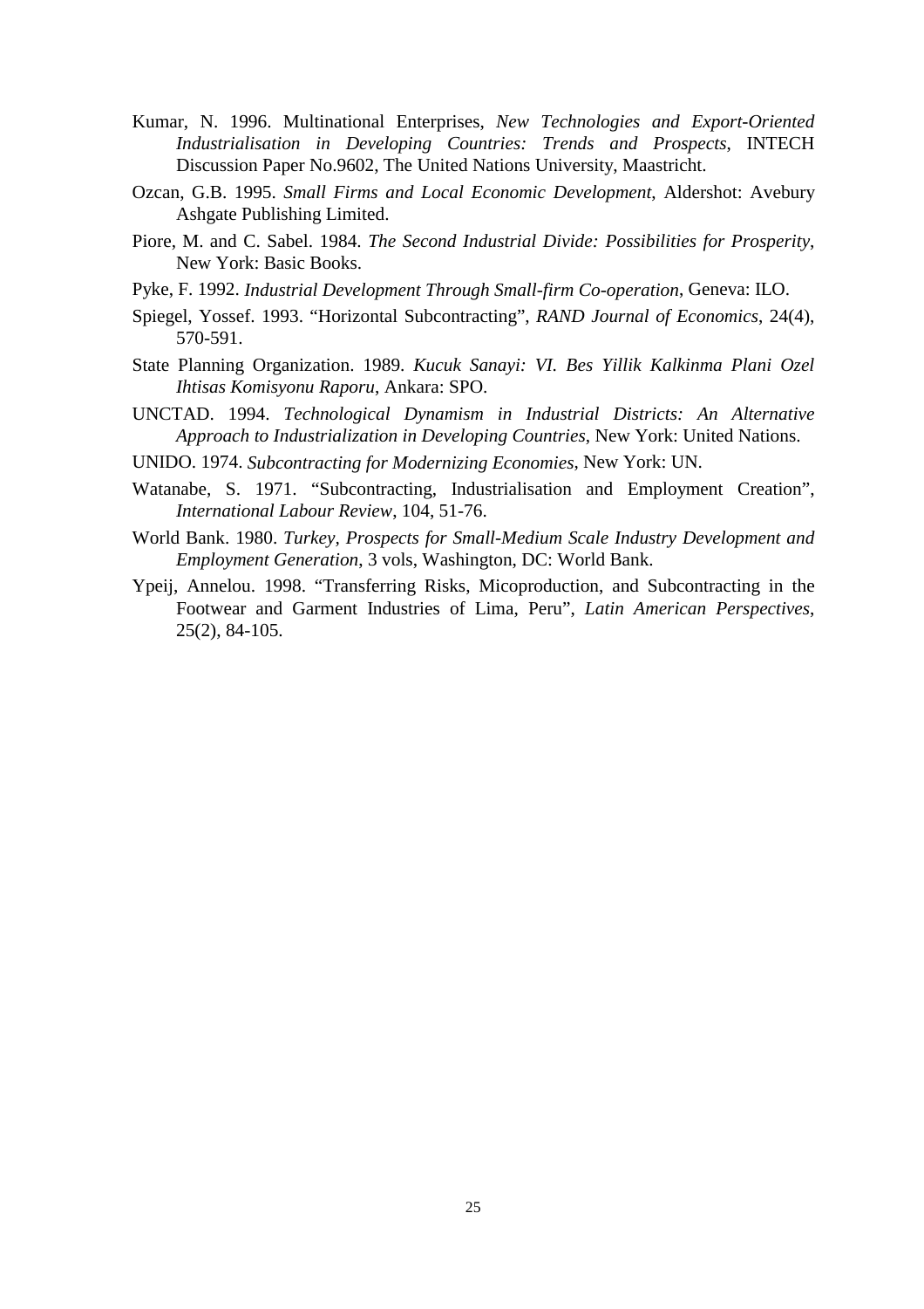Kumar, N. 1996. Multinational Enterprises, *New Technologies and Export-Oriented Industrialisation in Developing Countries: Trends and Prospects*, INTECH Discussion Paper No.9602, The United Nations University, Maastricht.

Ozcan, G.B. 1995. *Small Firms and Local Economic Development*, Aldershot: Avebury Ashgate Publishing Limited.

Piore, M. and C. Sabel. 1984. *The Second Industrial Divide: Possibilities for Prosperity*, New York: Basic Books.

Pyke, F. 1992. *Industrial Development Through Small-firm Co-operation*, Geneva: ILO.

Spiegel, Yossef. 1993. "Horizontal Subcontracting", *RAND Journal of Economics*, 24(4), 570-591.

State Planning Organization. 1989. *Kucuk Sanayi: VI. Bes Yillik Kalkinma Plani Ozel Ihtisas Komisyonu Raporu*, Ankara: SPO.

UNCTAD. 1994. *Technological Dynamism in Industrial Districts: An Alternative Approach to Industrialization in Developing Countries*, New York: United Nations.

UNIDO. 1974. *Subcontracting for Modernizing Economies*, New York: UN.

Watanabe, S. 1971. "Subcontracting, Industrialisation and Employment Creation", *International Labour Review*, 104, 51-76.

World Bank. 1980. *Turkey, Prospects for Small-Medium Scale Industry Development and Employment Generation*, 3 vols, Washington, DC: World Bank.

Ypeij, Annelou. 1998. "Transferring Risks, Micoproduction, and Subcontracting in the Footwear and Garment Industries of Lima, Peru", *Latin American Perspectives*, 25(2), 84-105.